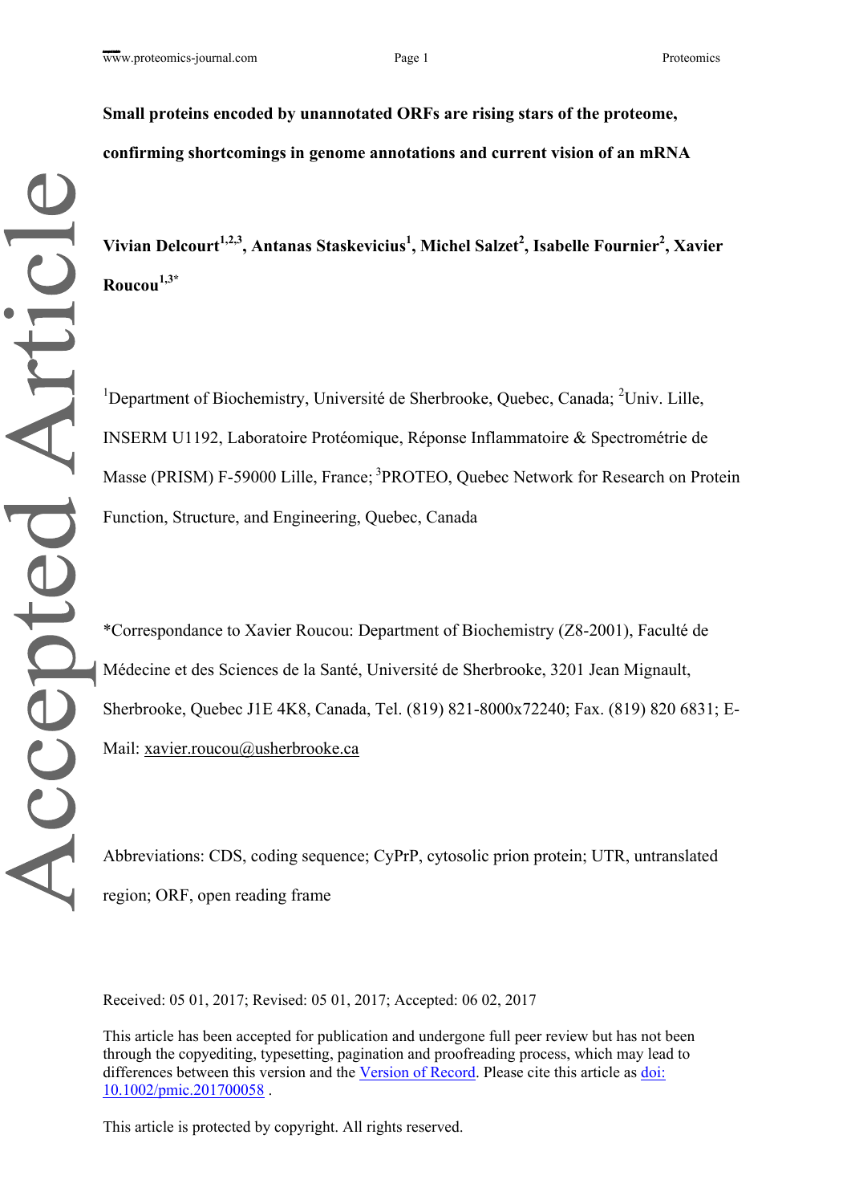# Small proteins encoded by unannotated ORFs are rising stars of the proteome, confirming shortcomings in genome annotations and current vision of an mRNA

**Vivian Delcourt[1,2,3], Antanas Staskevicius[1], Michel Salzet[2], Isabelle Fournier[2], Xavier Roucou[1,3*]**

[1]Department of Biochemistry, Université de Sherbrooke, Quebec, Canada; [2]Univ. Lille, INSERM U1192, Laboratoire Protéomique, Réponse Inflammatoire & Spectrométrie de Masse (PRISM) F-59000 Lille, France; [3]PROTEO, Quebec Network for Research on Protein Function, Structure, and Engineering, Quebec, Canada

*Correspondance to Xavier Roucou: Department of Biochemistry (Z8-2001), Faculté de Médecine et des Sciences de la Santé, Université de Sherbrooke, 3201 Jean Mignault, Sherbrooke, Quebec J1E 4K8, Canada, Tel. (819) 821-8000x72240; Fax. (819) 820 6831; E-Mail: xavier.roucou@usherbrooke.ca

Abbreviations: CDS, coding sequence; CyPrP, cytosolic prion protein; UTR, untranslated region; ORF, open reading frame

Received: 05 01, 2017; Revised: 05 01, 2017; Accepted: 06 02, 2017

This article has been accepted for publication and undergone full peer review but has not been through the copyediting, typesetting, pagination and proofreading process, which may lead to differences between this version and the Version of Record. Please cite this article as doi: 10.1002/pmic.201700058 .

This article is protected by copyright. All rights reserved.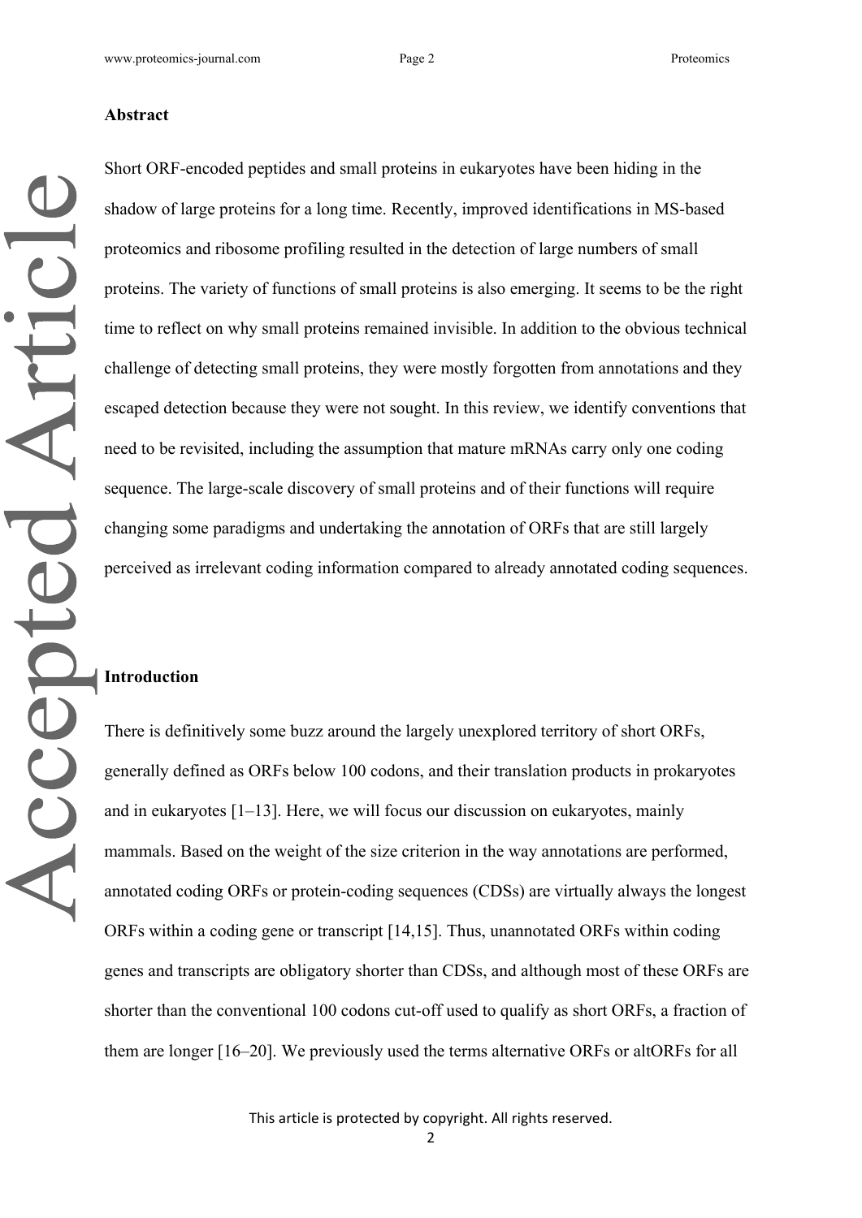## Abstract

Short ORF-encoded peptides and small proteins in eukaryotes have been hiding in the shadow of large proteins for a long time. Recently, improved identifications in MS-based proteomics and ribosome profiling resulted in the detection of large numbers of small proteins. The variety of functions of small proteins is also emerging. It seems to be the right time to reflect on why small proteins remained invisible. In addition to the obvious technical challenge of detecting small proteins, they were mostly forgotten from annotations and they escaped detection because they were not sought. In this review, we identify conventions that need to be revisited, including the assumption that mature mRNAs carry only one coding sequence. The large-scale discovery of small proteins and of their functions will require changing some paradigms and undertaking the annotation of ORFs that are still largely perceived as irrelevant coding information compared to already annotated coding sequences.

## Introduction

There is definitively some buzz around the largely unexplored territory of short ORFs, generally defined as ORFs below 100 codons, and their translation products in prokaryotes and in eukaryotes [1–13]. Here, we will focus our discussion on eukaryotes, mainly mammals. Based on the weight of the size criterion in the way annotations are performed, annotated coding ORFs or protein-coding sequences (CDSs) are virtually always the longest ORFs within a coding gene or transcript [14,15]. Thus, unannotated ORFs within coding genes and transcripts are obligatory shorter than CDSs, and although most of these ORFs are shorter than the conventional 100 codons cut-off used to qualify as short ORFs, a fraction of them are longer [16–20]. We previously used the terms alternative ORFs or altORFs for all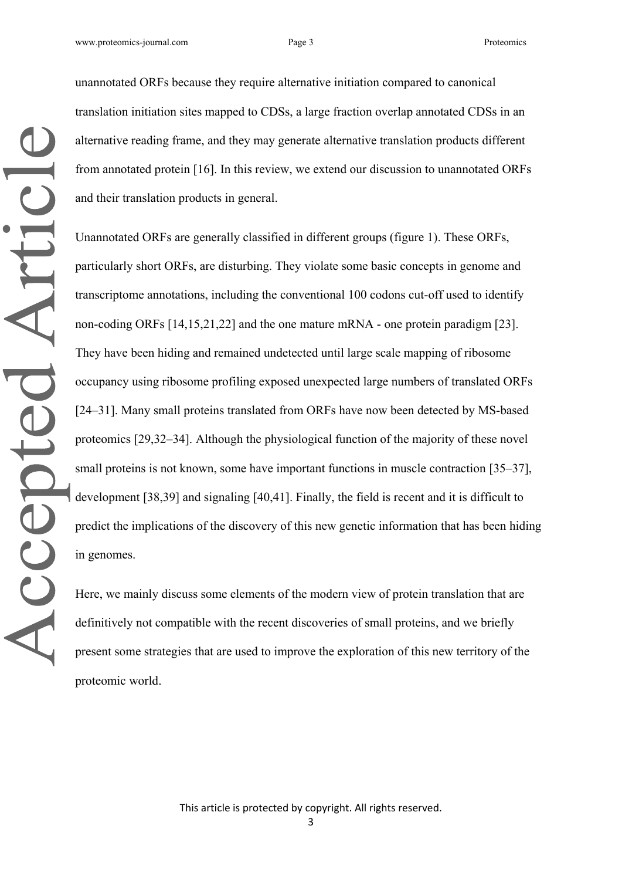unannotated ORFs because they require alternative initiation compared to canonical translation initiation sites mapped to CDSs, a large fraction overlap annotated CDSs in an alternative reading frame, and they may generate alternative translation products different from annotated protein [16]. In this review, we extend our discussion to unannotated ORFs and their translation products in general.

Unannotated ORFs are generally classified in different groups (figure 1). These ORFs, particularly short ORFs, are disturbing. They violate some basic concepts in genome and transcriptome annotations, including the conventional 100 codons cut-off used to identify non-coding ORFs [14,15,21,22] and the one mature mRNA - one protein paradigm [23]. They have been hiding and remained undetected until large scale mapping of ribosome occupancy using ribosome profiling exposed unexpected large numbers of translated ORFs [24–31]. Many small proteins translated from ORFs have now been detected by MS-based proteomics [29,32–34]. Although the physiological function of the majority of these novel small proteins is not known, some have important functions in muscle contraction [35–37], development [38,39] and signaling [40,41]. Finally, the field is recent and it is difficult to predict the implications of the discovery of this new genetic information that has been hiding in genomes.

Here, we mainly discuss some elements of the modern view of protein translation that are definitively not compatible with the recent discoveries of small proteins, and we briefly present some strategies that are used to improve the exploration of this new territory of the proteomic world.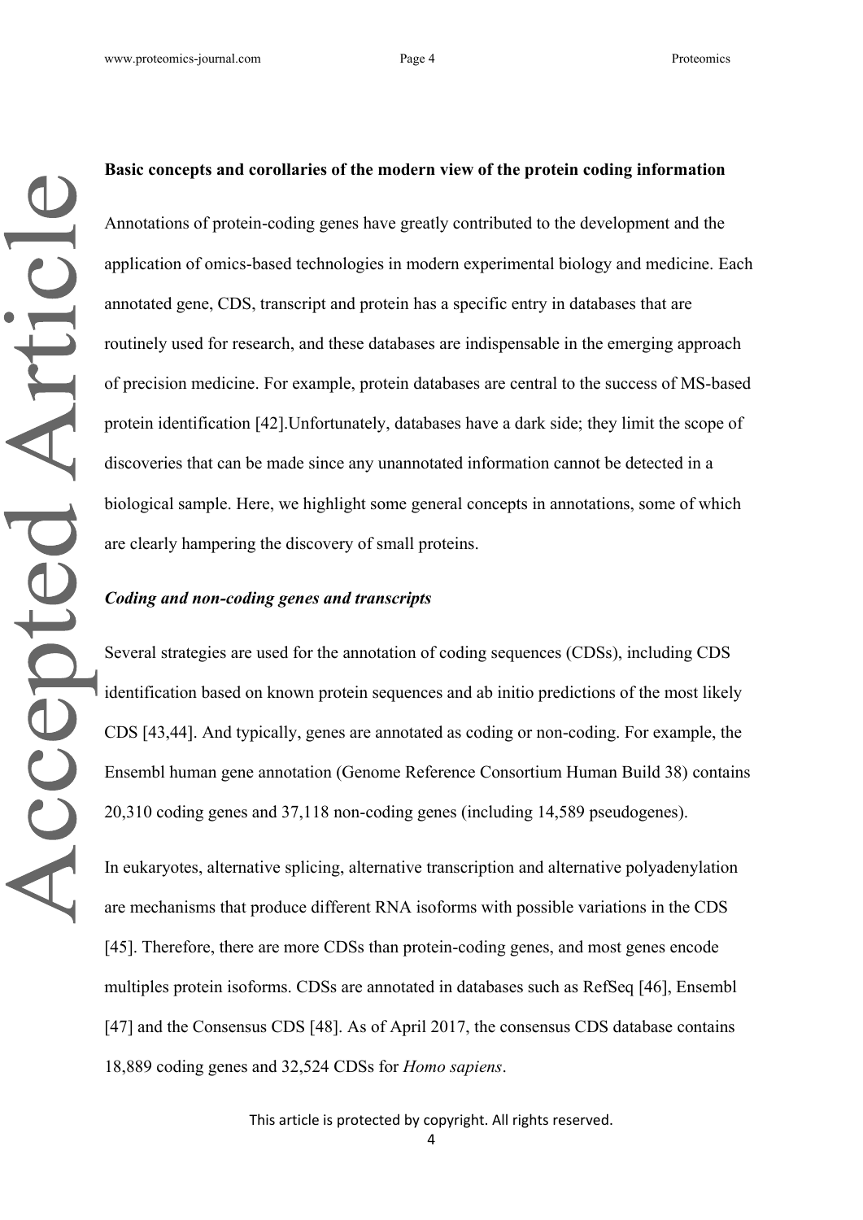## Basic concepts and corollaries of the modern view of the protein coding information

Annotations of protein-coding genes have greatly contributed to the development and the application of omics-based technologies in modern experimental biology and medicine. Each annotated gene, CDS, transcript and protein has a specific entry in databases that are routinely used for research, and these databases are indispensable in the emerging approach of precision medicine. For example, protein databases are central to the success of MS-based protein identification [42].Unfortunately, databases have a dark side; they limit the scope of discoveries that can be made since any unannotated information cannot be detected in a biological sample. Here, we highlight some general concepts in annotations, some of which are clearly hampering the discovery of small proteins.

### *Coding and non-coding genes and transcripts*

Several strategies are used for the annotation of coding sequences (CDSs), including CDS identification based on known protein sequences and ab initio predictions of the most likely CDS [43,44]. And typically, genes are annotated as coding or non-coding. For example, the Ensembl human gene annotation (Genome Reference Consortium Human Build 38) contains 20,310 coding genes and 37,118 non-coding genes (including 14,589 pseudogenes).

In eukaryotes, alternative splicing, alternative transcription and alternative polyadenylation are mechanisms that produce different RNA isoforms with possible variations in the CDS [45]. Therefore, there are more CDSs than protein-coding genes, and most genes encode multiples protein isoforms. CDSs are annotated in databases such as RefSeq [46], Ensembl [47] and the Consensus CDS [48]. As of April 2017, the consensus CDS database contains 18,889 coding genes and 32,524 CDSs for *Homo sapiens*.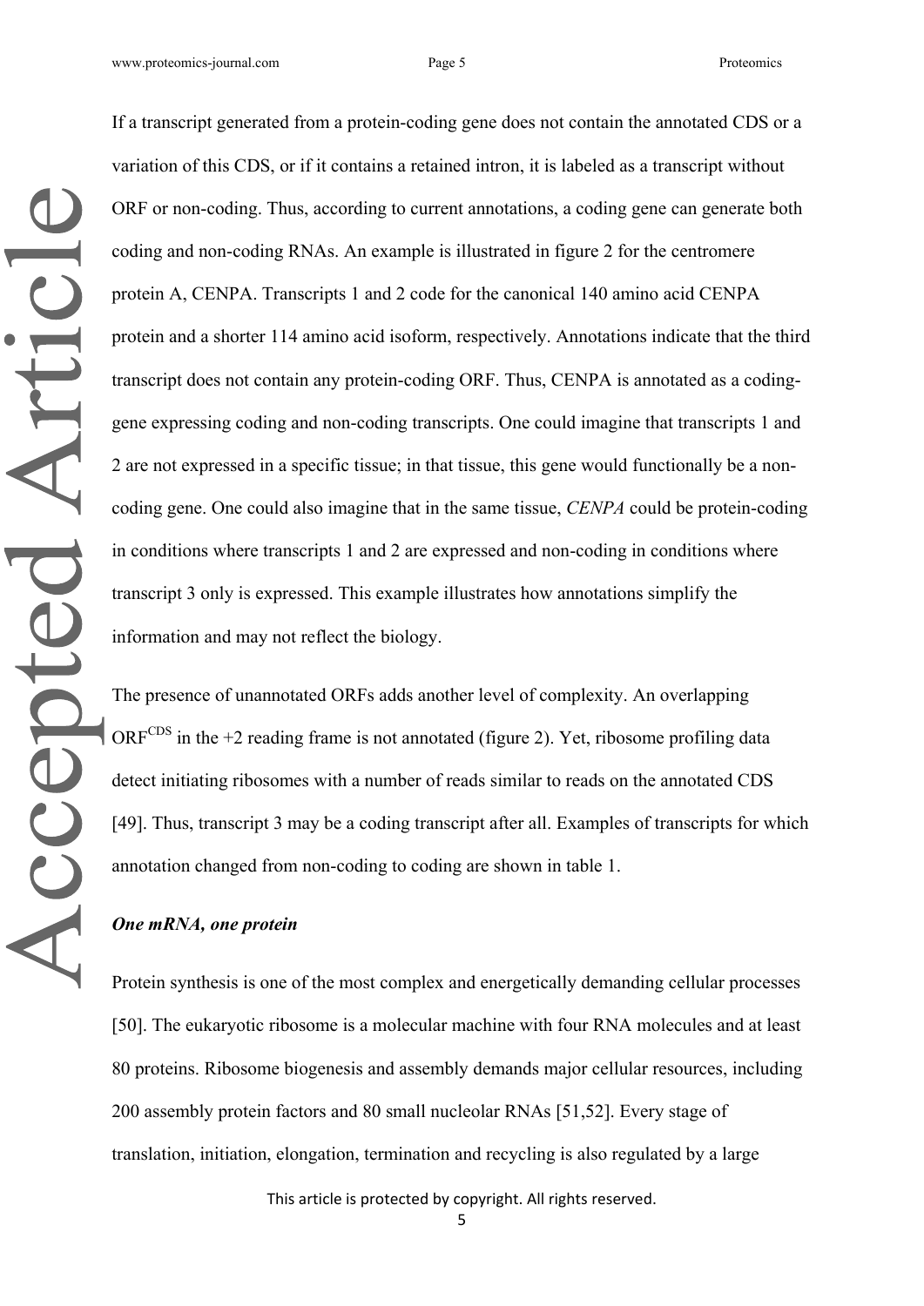If a transcript generated from a protein-coding gene does not contain the annotated CDS or a variation of this CDS, or if it contains a retained intron, it is labeled as a transcript without ORF or non-coding. Thus, according to current annotations, a coding gene can generate both coding and non-coding RNAs. An example is illustrated in figure 2 for the centromere protein A, CENPA. Transcripts 1 and 2 code for the canonical 140 amino acid CENPA protein and a shorter 114 amino acid isoform, respectively. Annotations indicate that the third transcript does not contain any protein-coding ORF. Thus, CENPA is annotated as a coding-gene expressing coding and non-coding transcripts. One could imagine that transcripts 1 and 2 are not expressed in a specific tissue; in that tissue, this gene would functionally be a non-coding gene. One could also imagine that in the same tissue, *CENPA* could be protein-coding in conditions where transcripts 1 and 2 are expressed and non-coding in conditions where transcript 3 only is expressed. This example illustrates how annotations simplify the information and may not reflect the biology.

The presence of unannotated ORFs adds another level of complexity. An overlapping $ORF^{CDS}$ in the +2 reading frame is not annotated (figure 2). Yet, ribosome profiling data detect initiating ribosomes with a number of reads similar to reads on the annotated CDS [49]. Thus, transcript 3 may be a coding transcript after all. Examples of transcripts for which annotation changed from non-coding to coding are shown in table 1.

***One mRNA, one protein***

Protein synthesis is one of the most complex and energetically demanding cellular processes [50]. The eukaryotic ribosome is a molecular machine with four RNA molecules and at least 80 proteins. Ribosome biogenesis and assembly demands major cellular resources, including 200 assembly protein factors and 80 small nucleolar RNAs [51,52]. Every stage of translation, initiation, elongation, termination and recycling is also regulated by a large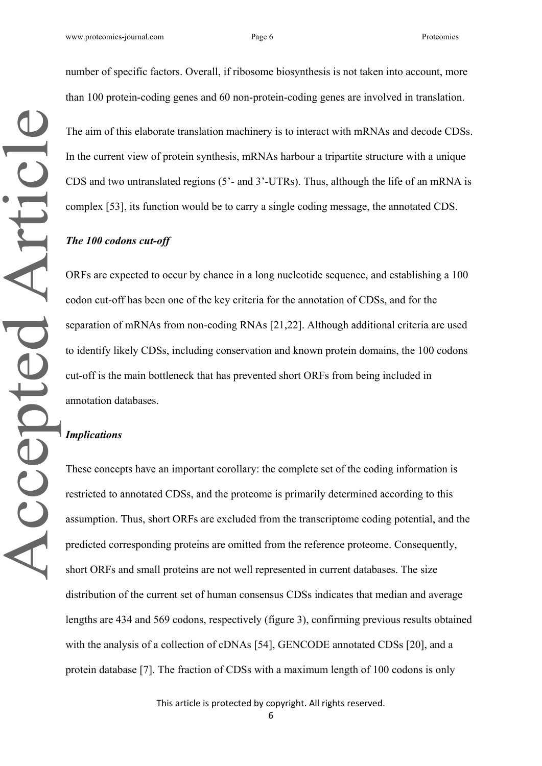number of specific factors. Overall, if ribosome biosynthesis is not taken into account, more than 100 protein-coding genes and 60 non-protein-coding genes are involved in translation.

The aim of this elaborate translation machinery is to interact with mRNAs and decode CDSs. In the current view of protein synthesis, mRNAs harbour a tripartite structure with a unique CDS and two untranslated regions (5'- and 3'-UTRs). Thus, although the life of an mRNA is complex [53], its function would be to carry a single coding message, the annotated CDS.

***The 100 codons cut-off***

ORFs are expected to occur by chance in a long nucleotide sequence, and establishing a 100 codon cut-off has been one of the key criteria for the annotation of CDSs, and for the separation of mRNAs from non-coding RNAs [21,22]. Although additional criteria are used to identify likely CDSs, including conservation and known protein domains, the 100 codons cut-off is the main bottleneck that has prevented short ORFs from being included in annotation databases.

***Implications***

These concepts have an important corollary: the complete set of the coding information is restricted to annotated CDSs, and the proteome is primarily determined according to this assumption. Thus, short ORFs are excluded from the transcriptome coding potential, and the predicted corresponding proteins are omitted from the reference proteome. Consequently, short ORFs and small proteins are not well represented in current databases. The size distribution of the current set of human consensus CDSs indicates that median and average lengths are 434 and 569 codons, respectively (figure 3), confirming previous results obtained with the analysis of a collection of cDNAs [54], GENCODE annotated CDSs [20], and a protein database [7]. The fraction of CDSs with a maximum length of 100 codons is only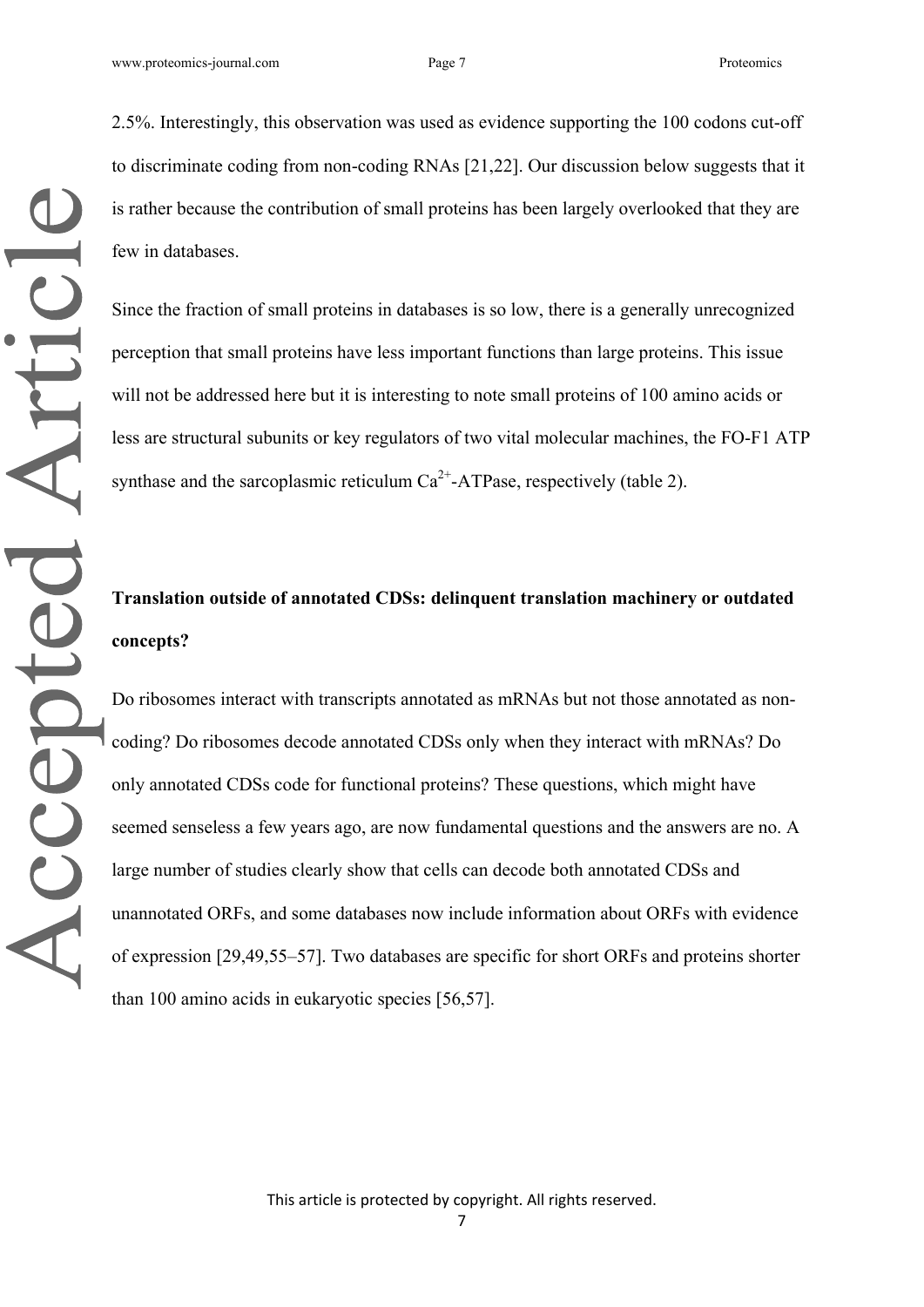2.5%. Interestingly, this observation was used as evidence supporting the 100 codons cut-off to discriminate coding from non-coding RNAs [21,22]. Our discussion below suggests that it is rather because the contribution of small proteins has been largely overlooked that they are few in databases.

Since the fraction of small proteins in databases is so low, there is a generally unrecognized perception that small proteins have less important functions than large proteins. This issue will not be addressed here but it is interesting to note small proteins of 100 amino acids or less are structural subunits or key regulators of two vital molecular machines, the FO-F1 ATP synthase and the sarcoplasmic reticulum $Ca^{2+}$-ATPase, respectively (table 2).

## Translation outside of annotated CDSs: delinquent translation machinery or outdated concepts?

Do ribosomes interact with transcripts annotated as mRNAs but not those annotated as non-coding? Do ribosomes decode annotated CDSs only when they interact with mRNAs? Do only annotated CDSs code for functional proteins? These questions, which might have seemed senseless a few years ago, are now fundamental questions and the answers are no. A large number of studies clearly show that cells can decode both annotated CDSs and unannotated ORFs, and some databases now include information about ORFs with evidence of expression [29,49,55–57]. Two databases are specific for short ORFs and proteins shorter than 100 amino acids in eukaryotic species [56,57].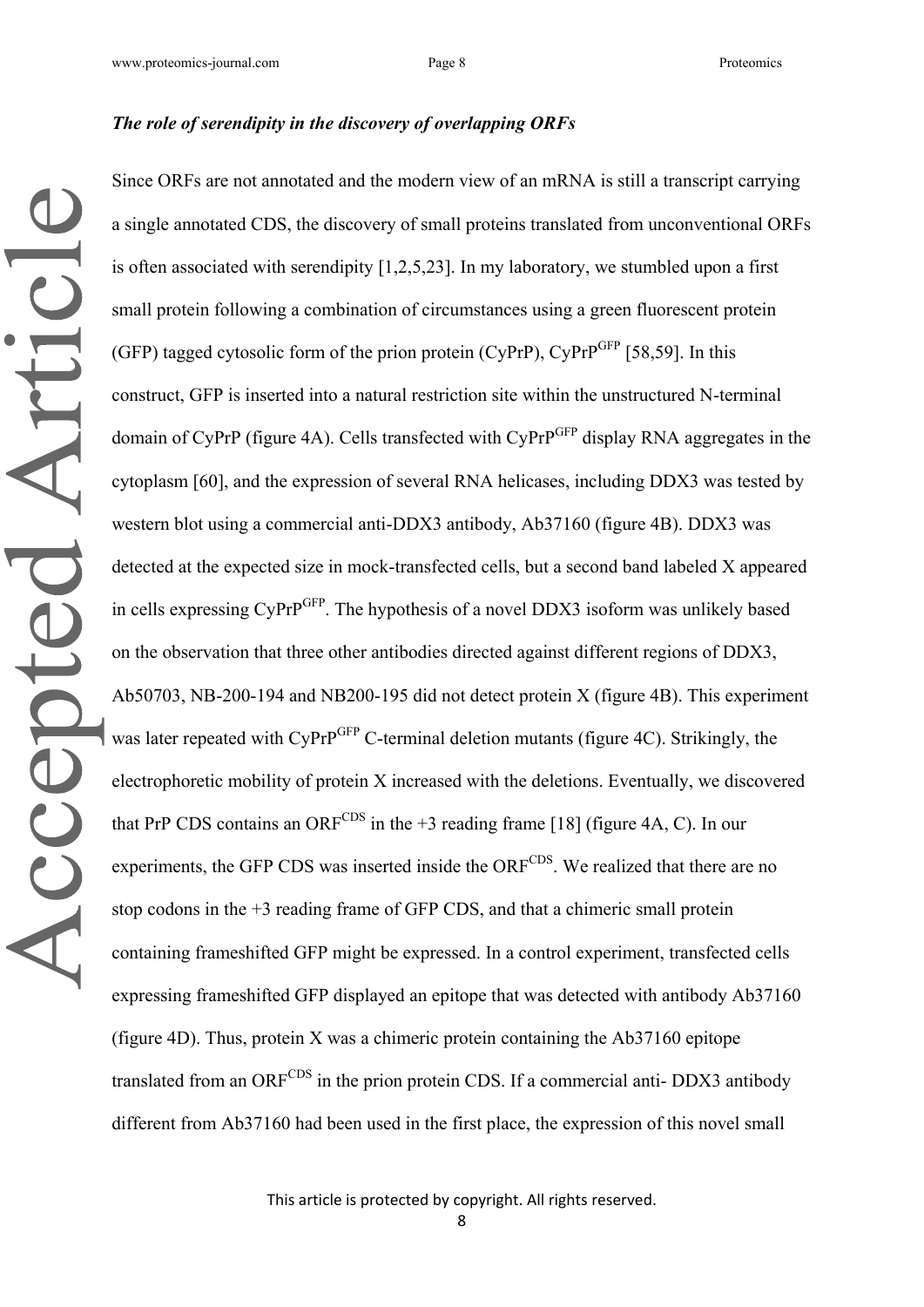***The role of serendipity in the discovery of overlapping ORFs***

Since ORFs are not annotated and the modern view of an mRNA is still a transcript carrying a single annotated CDS, the discovery of small proteins translated from unconventional ORFs is often associated with serendipity [1,2,5,23]. In my laboratory, we stumbled upon a first small protein following a combination of circumstances using a green fluorescent protein (GFP) tagged cytosolic form of the prion protein (CyPrP), $\text{CyPrP}^{\text{GFP}}$ [58,59]. In this construct, GFP is inserted into a natural restriction site within the unstructured N-terminal domain of CyPrP (figure 4A). Cells transfected with $\text{CyPrP}^{\text{GFP}}$ display RNA aggregates in the cytoplasm [60], and the expression of several RNA helicases, including DDX3 was tested by western blot using a commercial anti-DDX3 antibody, Ab37160 (figure 4B). DDX3 was detected at the expected size in mock-transfected cells, but a second band labeled X appeared in cells expressing $\text{CyPrP}^{\text{GFP}}$. The hypothesis of a novel DDX3 isoform was unlikely based on the observation that three other antibodies directed against different regions of DDX3, Ab50703, NB-200-194 and NB200-195 did not detect protein X (figure 4B). This experiment was later repeated with $\text{CyPrP}^{\text{GFP}}$ C-terminal deletion mutants (figure 4C). Strikingly, the electrophoretic mobility of protein X increased with the deletions. Eventually, we discovered that PrP CDS contains an $\text{ORF}^{\text{CDS}}$ in the +3 reading frame [18] (figure 4A, C). In our experiments, the GFP CDS was inserted inside the $\text{ORF}^{\text{CDS}}$. We realized that there are no stop codons in the +3 reading frame of GFP CDS, and that a chimeric small protein containing frameshifted GFP might be expressed. In a control experiment, transfected cells expressing frameshifted GFP displayed an epitope that was detected with antibody Ab37160 (figure 4D). Thus, protein X was a chimeric protein containing the Ab37160 epitope translated from an $\text{ORF}^{\text{CDS}}$ in the prion protein CDS. If a commercial anti- DDX3 antibody different from Ab37160 had been used in the first place, the expression of this novel small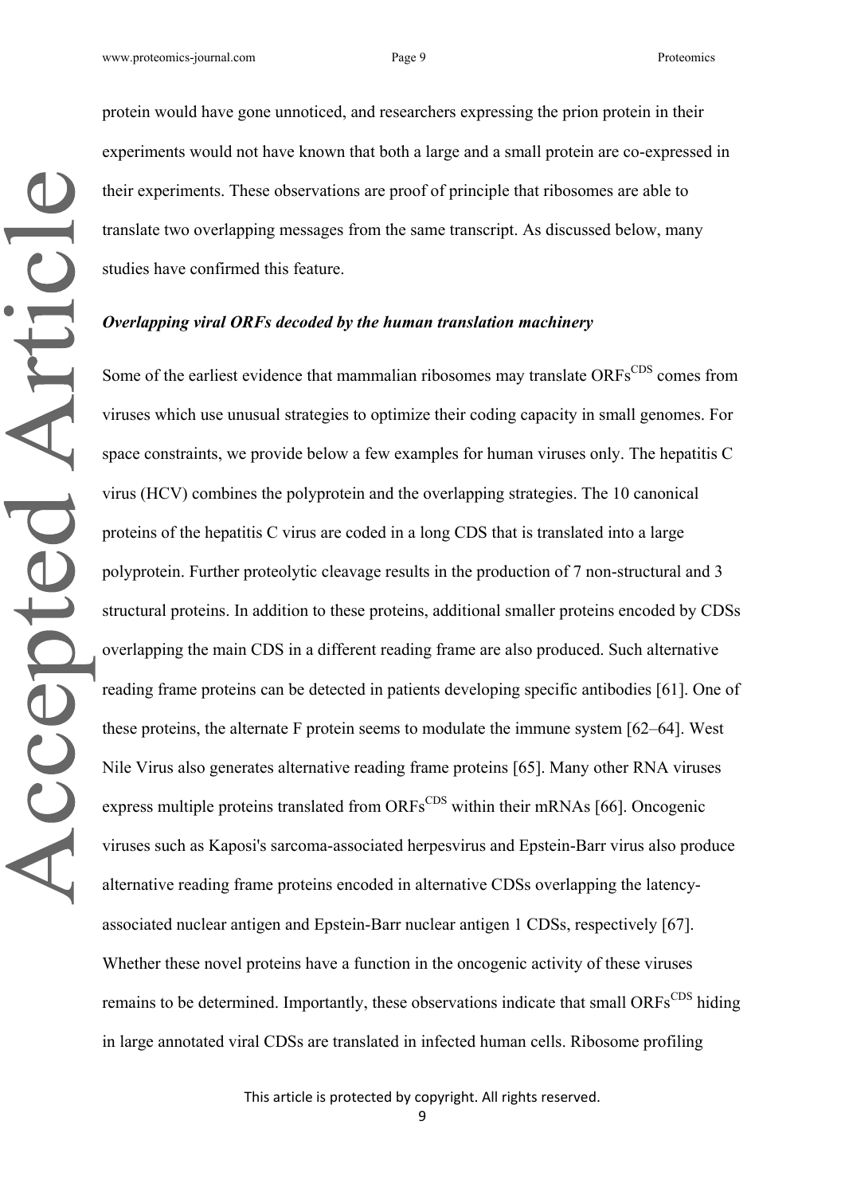protein would have gone unnoticed, and researchers expressing the prion protein in their experiments would not have known that both a large and a small protein are co-expressed in their experiments. These observations are proof of principle that ribosomes are able to translate two overlapping messages from the same transcript. As discussed below, many studies have confirmed this feature.

***Overlapping viral ORFs decoded by the human translation machinery***

Some of the earliest evidence that mammalian ribosomes may translate $ORFs^{CDS}$ comes from viruses which use unusual strategies to optimize their coding capacity in small genomes. For space constraints, we provide below a few examples for human viruses only. The hepatitis C virus (HCV) combines the polyprotein and the overlapping strategies. The 10 canonical proteins of the hepatitis C virus are coded in a long CDS that is translated into a large polyprotein. Further proteolytic cleavage results in the production of 7 non-structural and 3 structural proteins. In addition to these proteins, additional smaller proteins encoded by CDSs overlapping the main CDS in a different reading frame are also produced. Such alternative reading frame proteins can be detected in patients developing specific antibodies [61]. One of these proteins, the alternate F protein seems to modulate the immune system [62–64]. West Nile Virus also generates alternative reading frame proteins [65]. Many other RNA viruses express multiple proteins translated from $ORFs^{CDS}$ within their mRNAs [66]. Oncogenic viruses such as Kaposi's sarcoma-associated herpesvirus and Epstein-Barr virus also produce alternative reading frame proteins encoded in alternative CDSs overlapping the latency-associated nuclear antigen and Epstein-Barr nuclear antigen 1 CDSs, respectively [67]. Whether these novel proteins have a function in the oncogenic activity of these viruses remains to be determined. Importantly, these observations indicate that small $ORFs^{CDS}$ hiding in large annotated viral CDSs are translated in infected human cells. Ribosome profiling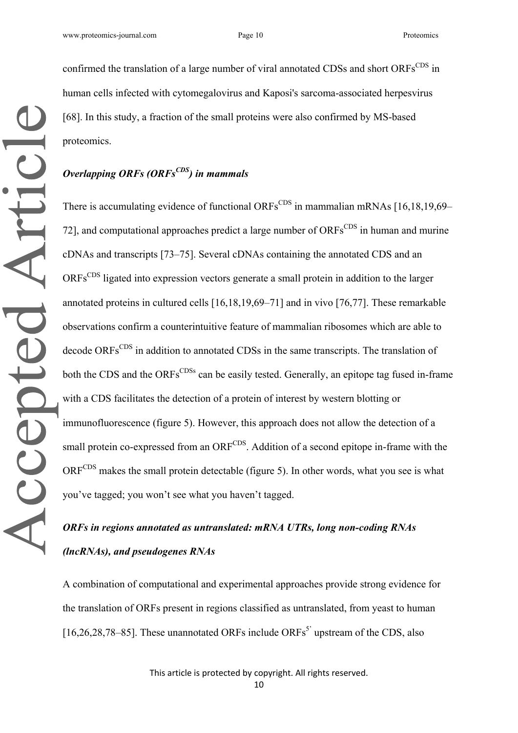confirmed the translation of a large number of viral annotated CDSs and short ORFs$^{CDS}$ in human cells infected with cytomegalovirus and Kaposi's sarcoma-associated herpesvirus [68]. In this study, a fraction of the small proteins were also confirmed by MS-based proteomics.

### *Overlapping ORFs (ORFs$^{CDS}$) in mammals*

There is accumulating evidence of functional ORFs$^{CDS}$ in mammalian mRNAs [16,18,19,69–72], and computational approaches predict a large number of ORFs$^{CDS}$ in human and murine cDNAs and transcripts [73–75]. Several cDNAs containing the annotated CDS and an ORFs$^{CDS}$ ligated into expression vectors generate a small protein in addition to the larger annotated proteins in cultured cells [16,18,19,69–71] and in vivo [76,77]. These remarkable observations confirm a counterintuitive feature of mammalian ribosomes which are able to decode ORFs$^{CDS}$ in addition to annotated CDSs in the same transcripts. The translation of both the CDS and the ORFs$^{CDSs}$ can be easily tested. Generally, an epitope tag fused in-frame with a CDS facilitates the detection of a protein of interest by western blotting or immunofluorescence (figure 5). However, this approach does not allow the detection of a small protein co-expressed from an ORF$^{CDS}$. Addition of a second epitope in-frame with the ORF$^{CDS}$ makes the small protein detectable (figure 5). In other words, what you see is what you've tagged; you won't see what you haven't tagged.

### *ORFs in regions annotated as untranslated: mRNA UTRs, long non-coding RNAs (lncRNAs), and pseudogenes RNAs*

A combination of computational and experimental approaches provide strong evidence for the translation of ORFs present in regions classified as untranslated, from yeast to human [16,26,28,78–85]. These unannotated ORFs include ORFs$^{5'}$ upstream of the CDS, also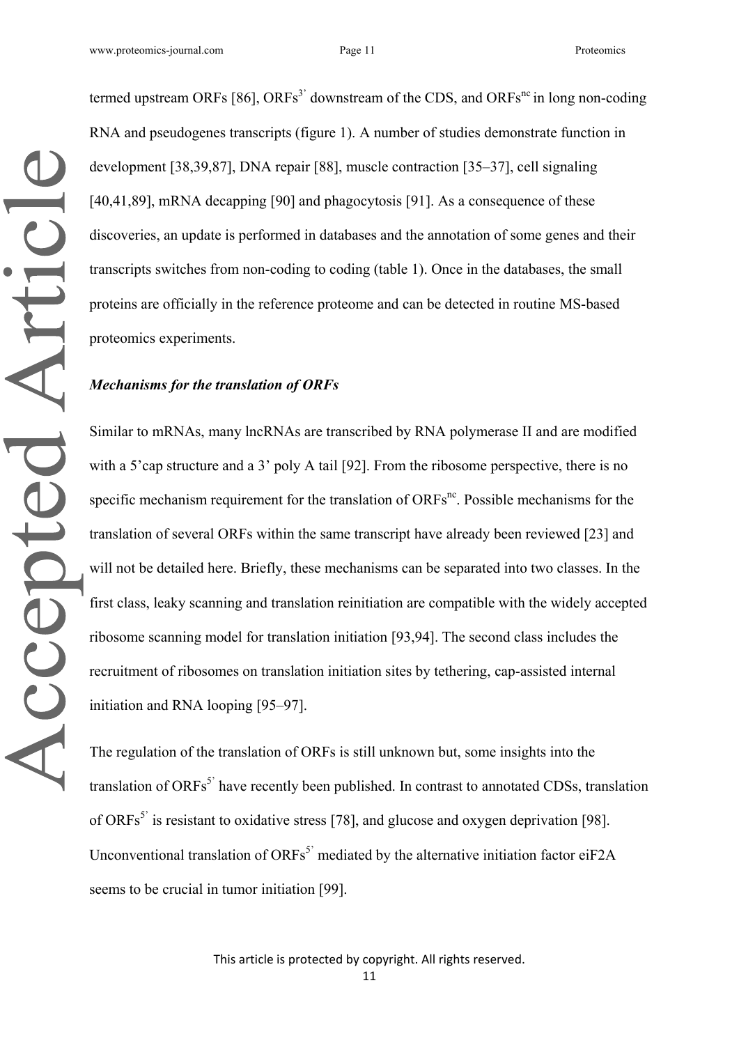termed upstream ORFs [86], ORFs$^{3'}$ downstream of the CDS, and ORFs$^{nc}$ in long non-coding RNA and pseudogenes transcripts (figure 1). A number of studies demonstrate function in development [38,39,87], DNA repair [88], muscle contraction [35–37], cell signaling [40,41,89], mRNA decapping [90] and phagocytosis [91]. As a consequence of these discoveries, an update is performed in databases and the annotation of some genes and their transcripts switches from non-coding to coding (table 1). Once in the databases, the small proteins are officially in the reference proteome and can be detected in routine MS-based proteomics experiments.

***Mechanisms for the translation of ORFs***

Similar to mRNAs, many lncRNAs are transcribed by RNA polymerase II and are modified with a 5'cap structure and a 3' poly A tail [92]. From the ribosome perspective, there is no specific mechanism requirement for the translation of ORFs$^{nc}$. Possible mechanisms for the translation of several ORFs within the same transcript have already been reviewed [23] and will not be detailed here. Briefly, these mechanisms can be separated into two classes. In the first class, leaky scanning and translation reinitiation are compatible with the widely accepted ribosome scanning model for translation initiation [93,94]. The second class includes the recruitment of ribosomes on translation initiation sites by tethering, cap-assisted internal initiation and RNA looping [95–97].

The regulation of the translation of ORFs is still unknown but, some insights into the translation of ORFs$^{5'}$ have recently been published. In contrast to annotated CDSs, translation of ORFs$^{5'}$ is resistant to oxidative stress [78], and glucose and oxygen deprivation [98]. Unconventional translation of ORFs$^{5'}$ mediated by the alternative initiation factor eiF2A seems to be crucial in tumor initiation [99].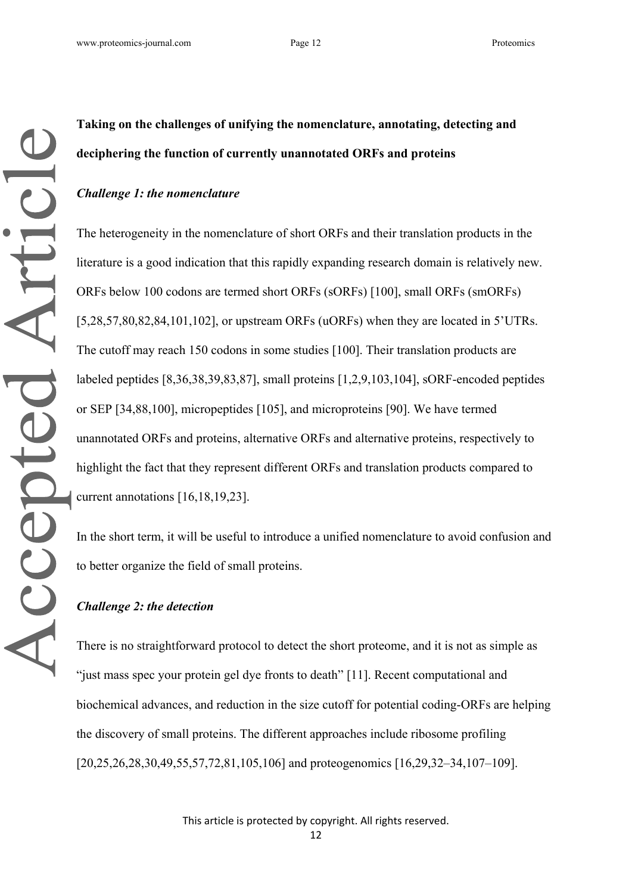## Taking on the challenges of unifying the nomenclature, annotating, detecting and deciphering the function of currently unannotated ORFs and proteins

### *Challenge 1: the nomenclature*

The heterogeneity in the nomenclature of short ORFs and their translation products in the literature is a good indication that this rapidly expanding research domain is relatively new. ORFs below 100 codons are termed short ORFs (sORFs) [100], small ORFs (smORFs) [5,28,57,80,82,84,101,102], or upstream ORFs (uORFs) when they are located in 5'UTRs. The cutoff may reach 150 codons in some studies [100]. Their translation products are labeled peptides [8,36,38,39,83,87], small proteins [1,2,9,103,104], sORF-encoded peptides or SEP [34,88,100], micropeptides [105], and microproteins [90]. We have termed unannotated ORFs and proteins, alternative ORFs and alternative proteins, respectively to highlight the fact that they represent different ORFs and translation products compared to current annotations [16,18,19,23].

In the short term, it will be useful to introduce a unified nomenclature to avoid confusion and to better organize the field of small proteins.

### *Challenge 2: the detection*

There is no straightforward protocol to detect the short proteome, and it is not as simple as "just mass spec your protein gel dye fronts to death" [11]. Recent computational and biochemical advances, and reduction in the size cutoff for potential coding-ORFs are helping the discovery of small proteins. The different approaches include ribosome profiling [20,25,26,28,30,49,55,57,72,81,105,106] and proteogenomics [16,29,32–34,107–109].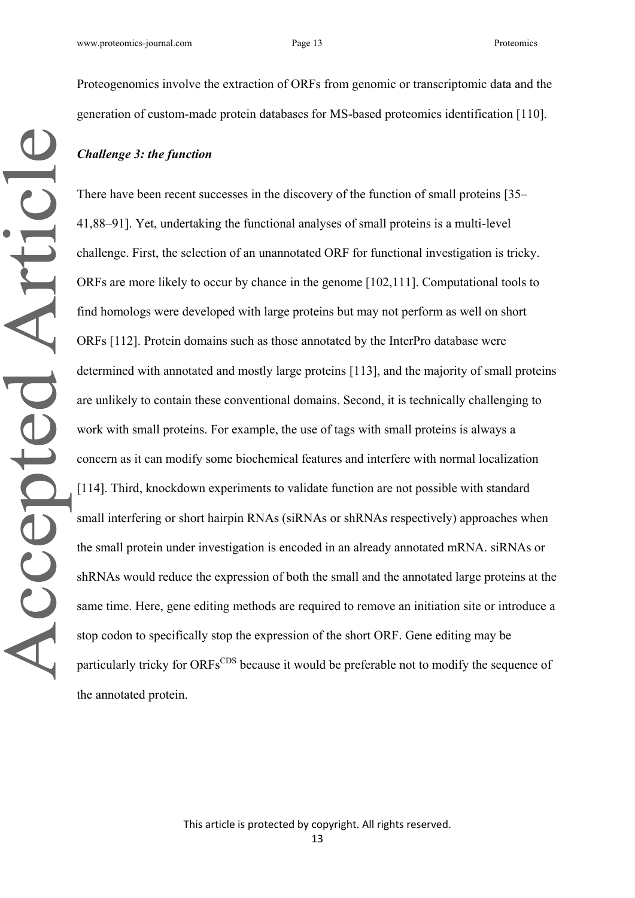Proteogenomics involve the extraction of ORFs from genomic or transcriptomic data and the generation of custom-made protein databases for MS-based proteomics identification [110].

***Challenge 3: the function***

There have been recent successes in the discovery of the function of small proteins [35–41,88–91]. Yet, undertaking the functional analyses of small proteins is a multi-level challenge. First, the selection of an unannotated ORF for functional investigation is tricky. ORFs are more likely to occur by chance in the genome [102,111]. Computational tools to find homologs were developed with large proteins but may not perform as well on short ORFs [112]. Protein domains such as those annotated by the InterPro database were determined with annotated and mostly large proteins [113], and the majority of small proteins are unlikely to contain these conventional domains. Second, it is technically challenging to work with small proteins. For example, the use of tags with small proteins is always a concern as it can modify some biochemical features and interfere with normal localization [114]. Third, knockdown experiments to validate function are not possible with standard small interfering or short hairpin RNAs (siRNAs or shRNAs respectively) approaches when the small protein under investigation is encoded in an already annotated mRNA. siRNAs or shRNAs would reduce the expression of both the small and the annotated large proteins at the same time. Here, gene editing methods are required to remove an initiation site or introduce a stop codon to specifically stop the expression of the short ORF. Gene editing may be particularly tricky for ORFs$^{CDS}$ because it would be preferable not to modify the sequence of the annotated protein.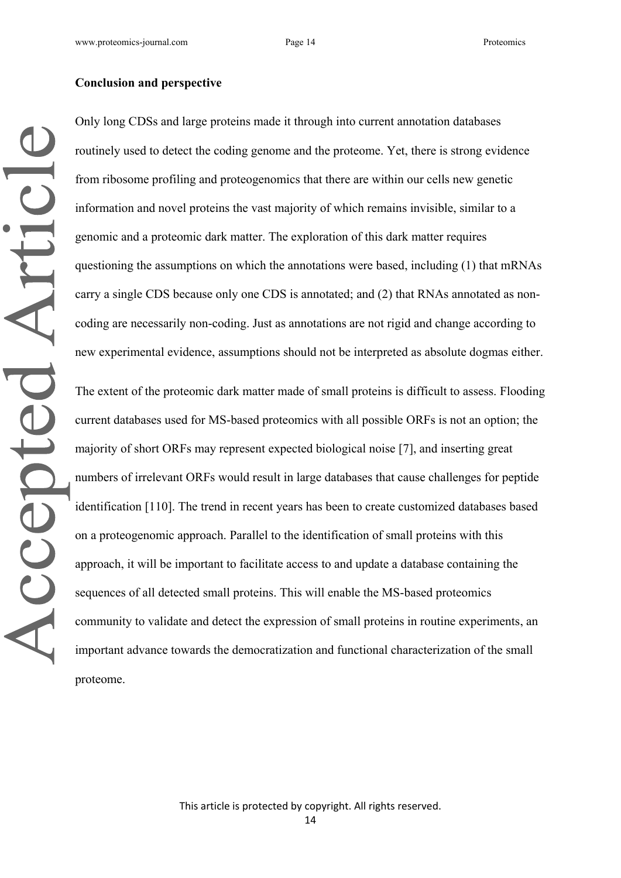## Conclusion and perspective

Only long CDSs and large proteins made it through into current annotation databases routinely used to detect the coding genome and the proteome. Yet, there is strong evidence from ribosome profiling and proteogenomics that there are within our cells new genetic information and novel proteins the vast majority of which remains invisible, similar to a genomic and a proteomic dark matter. The exploration of this dark matter requires questioning the assumptions on which the annotations were based, including (1) that mRNAs carry a single CDS because only one CDS is annotated; and (2) that RNAs annotated as non-coding are necessarily non-coding. Just as annotations are not rigid and change according to new experimental evidence, assumptions should not be interpreted as absolute dogmas either.

The extent of the proteomic dark matter made of small proteins is difficult to assess. Flooding current databases used for MS-based proteomics with all possible ORFs is not an option; the majority of short ORFs may represent expected biological noise [7], and inserting great numbers of irrelevant ORFs would result in large databases that cause challenges for peptide identification [110]. The trend in recent years has been to create customized databases based on a proteogenomic approach. Parallel to the identification of small proteins with this approach, it will be important to facilitate access to and update a database containing the sequences of all detected small proteins. This will enable the MS-based proteomics community to validate and detect the expression of small proteins in routine experiments, an important advance towards the democratization and functional characterization of the small proteome.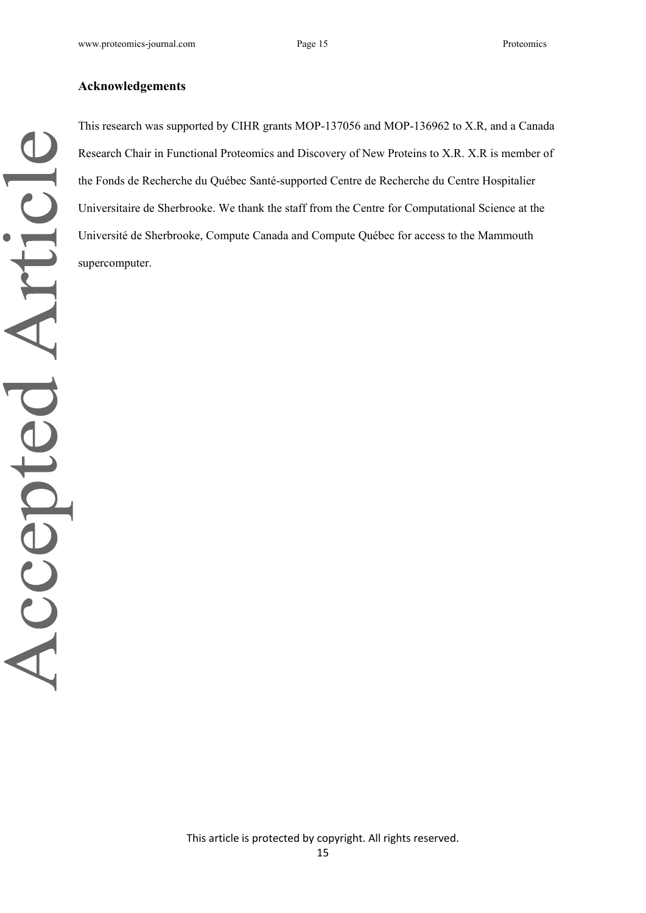**Acknowledgements**

This research was supported by CIHR grants MOP-137056 and MOP-136962 to X.R, and a Canada Research Chair in Functional Proteomics and Discovery of New Proteins to X.R. X.R is member of the Fonds de Recherche du Québec Santé-supported Centre de Recherche du Centre Hospitalier Universitaire de Sherbrooke. We thank the staff from the Centre for Computational Science at the Université de Sherbrooke, Compute Canada and Compute Québec for access to the Mammouth supercomputer.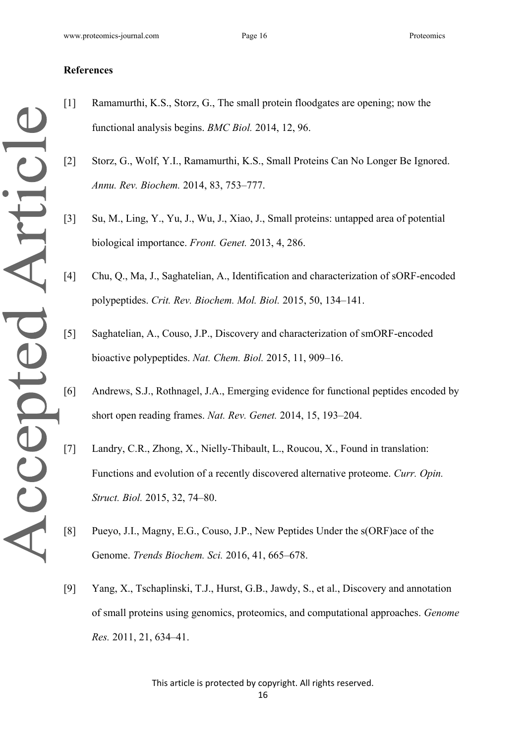## References

[1] Ramamurthi, K.S., Storz, G., The small protein floodgates are opening; now the functional analysis begins. *BMC Biol.* 2014, 12, 96.

[2] Storz, G., Wolf, Y.I., Ramamurthi, K.S., Small Proteins Can No Longer Be Ignored. *Annu. Rev. Biochem.* 2014, 83, 753–777.

[3] Su, M., Ling, Y., Yu, J., Wu, J., Xiao, J., Small proteins: untapped area of potential biological importance. *Front. Genet.* 2013, 4, 286.

[4] Chu, Q., Ma, J., Saghatelian, A., Identification and characterization of sORF-encoded polypeptides. *Crit. Rev. Biochem. Mol. Biol.* 2015, 50, 134–141.

[5] Saghatelian, A., Couso, J.P., Discovery and characterization of smORF-encoded bioactive polypeptides. *Nat. Chem. Biol.* 2015, 11, 909–16.

[6] Andrews, S.J., Rothnagel, J.A., Emerging evidence for functional peptides encoded by short open reading frames. *Nat. Rev. Genet.* 2014, 15, 193–204.

[7] Landry, C.R., Zhong, X., Nielly-Thibault, L., Roucou, X., Found in translation: Functions and evolution of a recently discovered alternative proteome. *Curr. Opin. Struct. Biol.* 2015, 32, 74–80.

[8] Pueyo, J.I., Magny, E.G., Couso, J.P., New Peptides Under the s(ORF)ace of the Genome. *Trends Biochem. Sci.* 2016, 41, 665–678.

[9] Yang, X., Tschaplinski, T.J., Hurst, G.B., Jawdy, S., et al., Discovery and annotation of small proteins using genomics, proteomics, and computational approaches. *Genome Res.* 2011, 21, 634–41.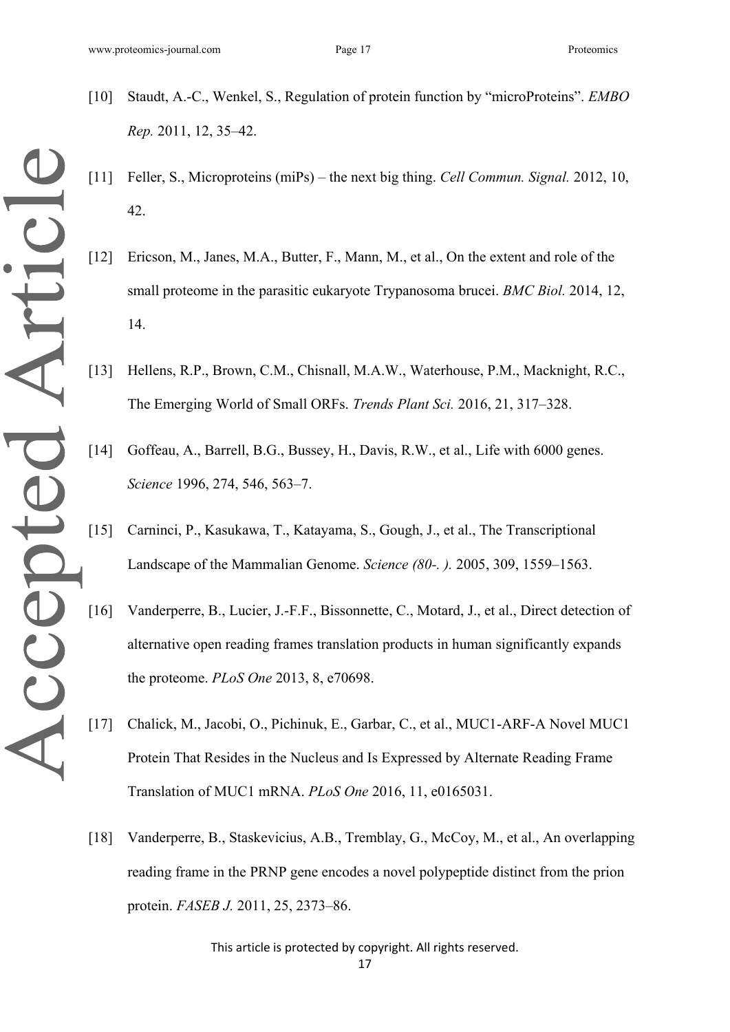[10] Staudt, A.-C., Wenkel, S., Regulation of protein function by "microProteins". *EMBO Rep.* 2011, 12, 35–42.

[11] Feller, S., Microproteins (miPs) – the next big thing. *Cell Commun. Signal.* 2012, 10, 42.

[12] Ericson, M., Janes, M.A., Butter, F., Mann, M., et al., On the extent and role of the small proteome in the parasitic eukaryote Trypanosoma brucei. *BMC Biol.* 2014, 12, 14.

[13] Hellens, R.P., Brown, C.M., Chisnall, M.A.W., Waterhouse, P.M., Macknight, R.C., The Emerging World of Small ORFs. *Trends Plant Sci.* 2016, 21, 317–328.

[14] Goffeau, A., Barrell, B.G., Bussey, H., Davis, R.W., et al., Life with 6000 genes. *Science* 1996, 274, 546, 563–7.

[15] Carninci, P., Kasukawa, T., Katayama, S., Gough, J., et al., The Transcriptional Landscape of the Mammalian Genome. *Science (80-. ).* 2005, 309, 1559–1563.

[16] Vanderperre, B., Lucier, J.-F.F., Bissonnette, C., Motard, J., et al., Direct detection of alternative open reading frames translation products in human significantly expands the proteome. *PLoS One* 2013, 8, e70698.

[17] Chalick, M., Jacobi, O., Pichinuk, E., Garbar, C., et al., MUC1-ARF-A Novel MUC1 Protein That Resides in the Nucleus and Is Expressed by Alternate Reading Frame Translation of MUC1 mRNA. *PLoS One* 2016, 11, e0165031.

[18] Vanderperre, B., Staskevicius, A.B., Tremblay, G., McCoy, M., et al., An overlapping reading frame in the PRNP gene encodes a novel polypeptide distinct from the prion protein. *FASEB J.* 2011, 25, 2373–86.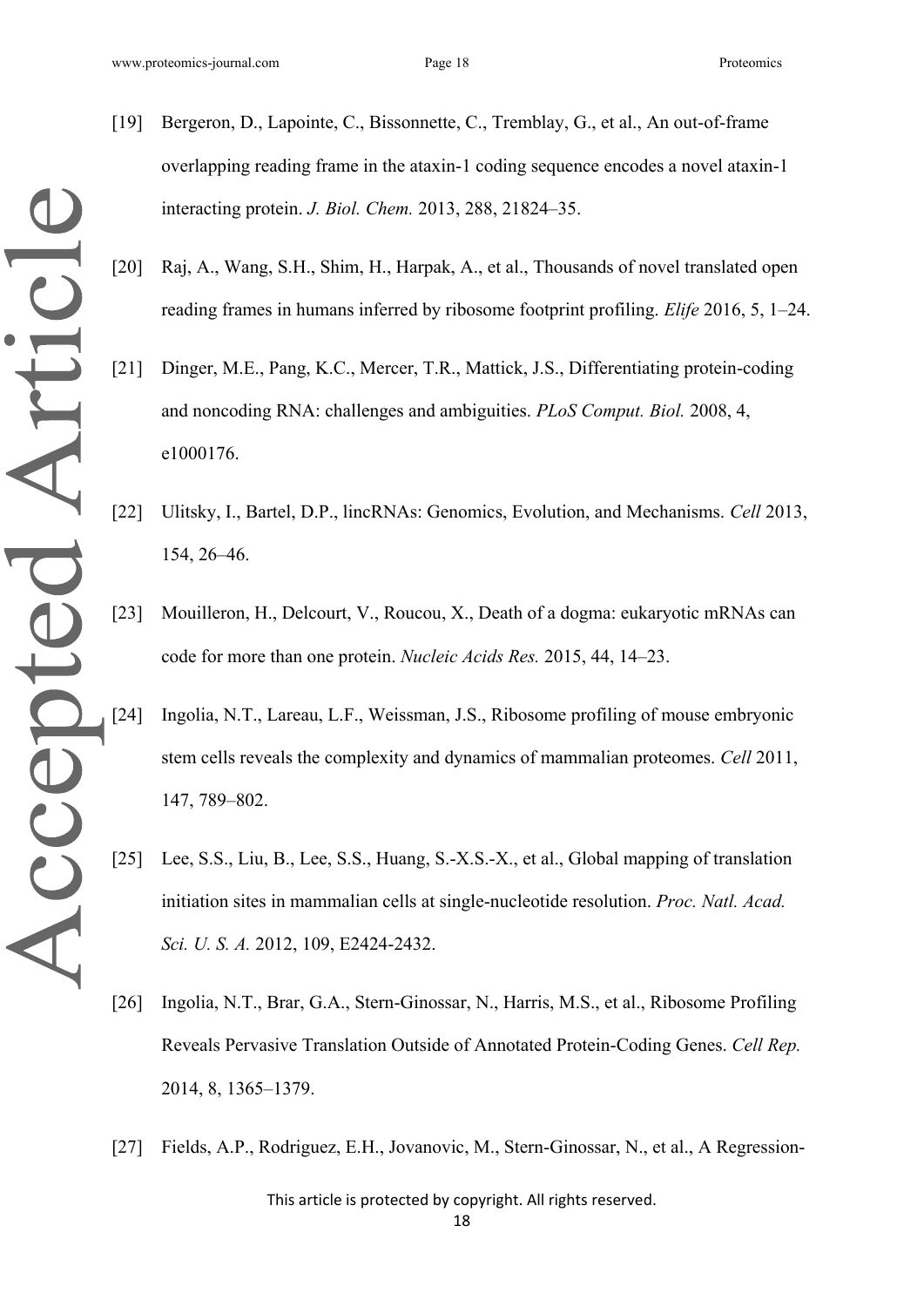[19] Bergeron, D., Lapointe, C., Bissonnette, C., Tremblay, G., et al., An out-of-frame overlapping reading frame in the ataxin-1 coding sequence encodes a novel ataxin-1 interacting protein. *J. Biol. Chem.* 2013, 288, 21824–35.

[20] Raj, A., Wang, S.H., Shim, H., Harpak, A., et al., Thousands of novel translated open reading frames in humans inferred by ribosome footprint profiling. *Elife* 2016, 5, 1–24.

[21] Dinger, M.E., Pang, K.C., Mercer, T.R., Mattick, J.S., Differentiating protein-coding and noncoding RNA: challenges and ambiguities. *PLoS Comput. Biol.* 2008, 4, e1000176.

[22] Ulitsky, I., Bartel, D.P., lincRNAs: Genomics, Evolution, and Mechanisms. *Cell* 2013, 154, 26–46.

[23] Mouilleron, H., Delcourt, V., Roucou, X., Death of a dogma: eukaryotic mRNAs can code for more than one protein. *Nucleic Acids Res.* 2015, 44, 14–23.

[24] Ingolia, N.T., Lareau, L.F., Weissman, J.S., Ribosome profiling of mouse embryonic stem cells reveals the complexity and dynamics of mammalian proteomes. *Cell* 2011, 147, 789–802.

[25] Lee, S.S., Liu, B., Lee, S.S., Huang, S.-X.S.-X., et al., Global mapping of translation initiation sites in mammalian cells at single-nucleotide resolution. *Proc. Natl. Acad. Sci. U. S. A.* 2012, 109, E2424-2432.

[26] Ingolia, N.T., Brar, G.A., Stern-Ginossar, N., Harris, M.S., et al., Ribosome Profiling Reveals Pervasive Translation Outside of Annotated Protein-Coding Genes. *Cell Rep.* 2014, 8, 1365–1379.

[27] Fields, A.P., Rodriguez, E.H., Jovanovic, M., Stern-Ginossar, N., et al., A Regression-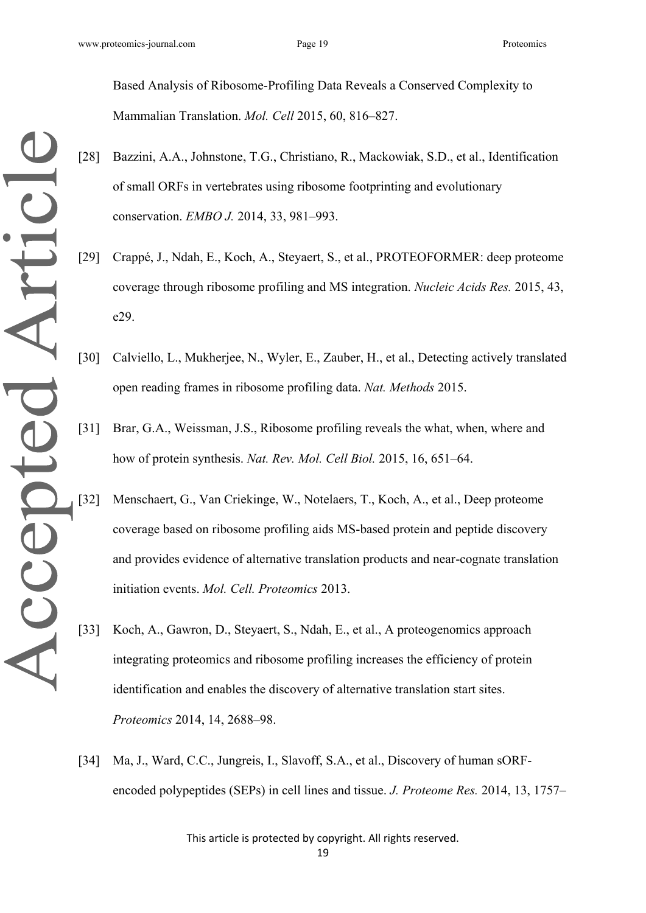Based Analysis of Ribosome-Profiling Data Reveals a Conserved Complexity to Mammalian Translation. *Mol. Cell* 2015, 60, 816–827.

[28] Bazzini, A.A., Johnstone, T.G., Christiano, R., Mackowiak, S.D., et al., Identification of small ORFs in vertebrates using ribosome footprinting and evolutionary conservation. *EMBO J.* 2014, 33, 981–993.

[29] Crappé, J., Ndah, E., Koch, A., Steyaert, S., et al., PROTEOFORMER: deep proteome coverage through ribosome profiling and MS integration. *Nucleic Acids Res.* 2015, 43, e29.

[30] Calviello, L., Mukherjee, N., Wyler, E., Zauber, H., et al., Detecting actively translated open reading frames in ribosome profiling data. *Nat. Methods* 2015.

[31] Brar, G.A., Weissman, J.S., Ribosome profiling reveals the what, when, where and how of protein synthesis. *Nat. Rev. Mol. Cell Biol.* 2015, 16, 651–64.

[32] Menschaert, G., Van Criekinge, W., Notelaers, T., Koch, A., et al., Deep proteome coverage based on ribosome profiling aids MS-based protein and peptide discovery and provides evidence of alternative translation products and near-cognate translation initiation events. *Mol. Cell. Proteomics* 2013.

[33] Koch, A., Gawron, D., Steyaert, S., Ndah, E., et al., A proteogenomics approach integrating proteomics and ribosome profiling increases the efficiency of protein identification and enables the discovery of alternative translation start sites. *Proteomics* 2014, 14, 2688–98.

[34] Ma, J., Ward, C.C., Jungreis, I., Slavoff, S.A., et al., Discovery of human sORF-encoded polypeptides (SEPs) in cell lines and tissue. *J. Proteome Res.* 2014, 13, 1757–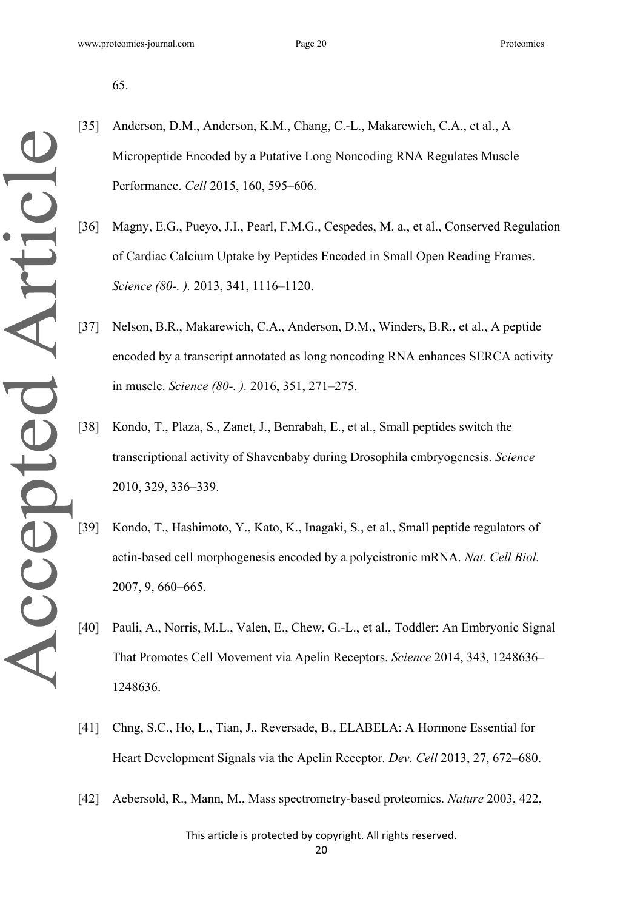65.

[35] Anderson, D.M., Anderson, K.M., Chang, C.-L., Makarewich, C.A., et al., A Micropeptide Encoded by a Putative Long Noncoding RNA Regulates Muscle Performance. *Cell* 2015, 160, 595–606.

[36] Magny, E.G., Pueyo, J.I., Pearl, F.M.G., Cespedes, M. a., et al., Conserved Regulation of Cardiac Calcium Uptake by Peptides Encoded in Small Open Reading Frames. *Science (80-. ).* 2013, 341, 1116–1120.

[37] Nelson, B.R., Makarewich, C.A., Anderson, D.M., Winders, B.R., et al., A peptide encoded by a transcript annotated as long noncoding RNA enhances SERCA activity in muscle. *Science (80-. ).* 2016, 351, 271–275.

[38] Kondo, T., Plaza, S., Zanet, J., Benrabah, E., et al., Small peptides switch the transcriptional activity of Shavenbaby during Drosophila embryogenesis. *Science* 2010, 329, 336–339.

[39] Kondo, T., Hashimoto, Y., Kato, K., Inagaki, S., et al., Small peptide regulators of actin-based cell morphogenesis encoded by a polycistronic mRNA. *Nat. Cell Biol.* 2007, 9, 660–665.

[40] Pauli, A., Norris, M.L., Valen, E., Chew, G.-L., et al., Toddler: An Embryonic Signal That Promotes Cell Movement via Apelin Receptors. *Science* 2014, 343, 1248636–1248636.

[41] Chng, S.C., Ho, L., Tian, J., Reversade, B., ELABELA: A Hormone Essential for Heart Development Signals via the Apelin Receptor. *Dev. Cell* 2013, 27, 672–680.

[42] Aebersold, R., Mann, M., Mass spectrometry-based proteomics. *Nature* 2003, 422,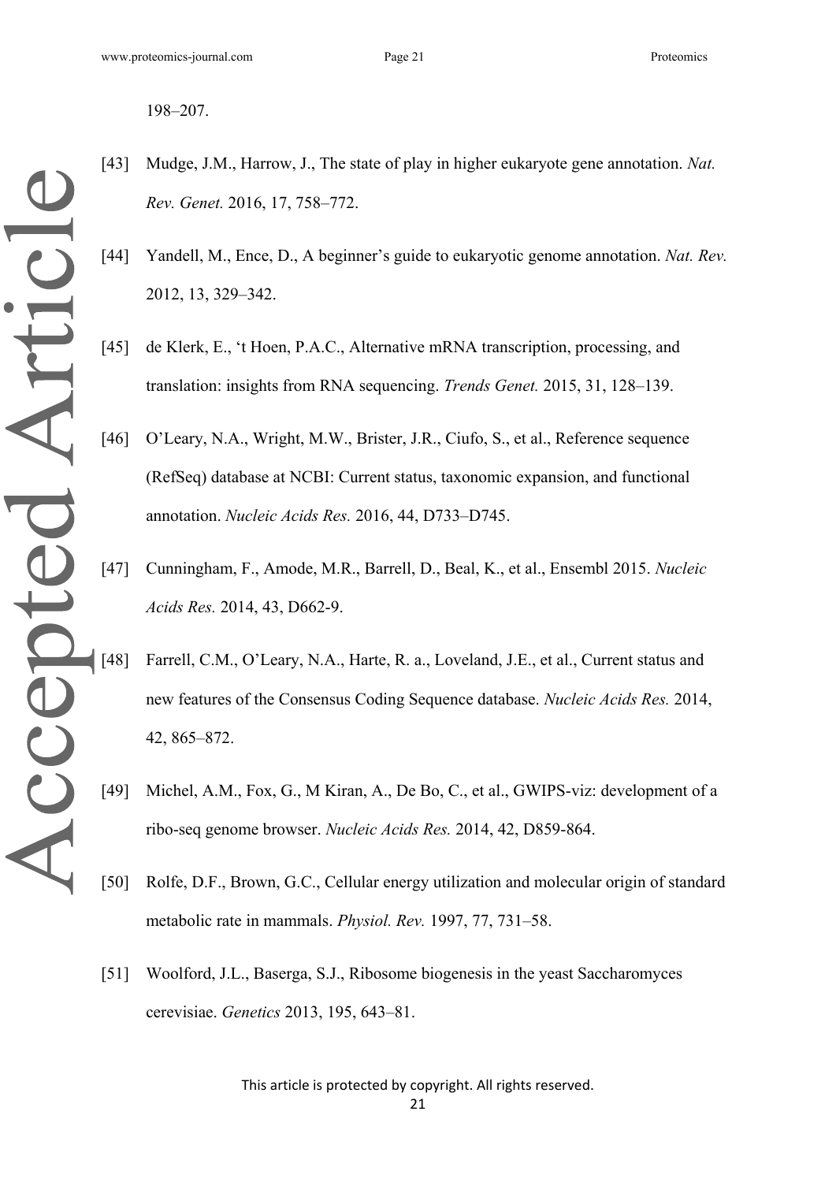198–207.

[43] Mudge, J.M., Harrow, J., The state of play in higher eukaryote gene annotation. *Nat. Rev. Genet.* 2016, 17, 758–772.

[44] Yandell, M., Ence, D., A beginner's guide to eukaryotic genome annotation. *Nat. Rev.* 2012, 13, 329–342.

[45] de Klerk, E., 't Hoen, P.A.C., Alternative mRNA transcription, processing, and translation: insights from RNA sequencing. *Trends Genet.* 2015, 31, 128–139.

[46] O'Leary, N.A., Wright, M.W., Brister, J.R., Ciufo, S., et al., Reference sequence (RefSeq) database at NCBI: Current status, taxonomic expansion, and functional annotation. *Nucleic Acids Res.* 2016, 44, D733–D745.

[47] Cunningham, F., Amode, M.R., Barrell, D., Beal, K., et al., Ensembl 2015. *Nucleic Acids Res.* 2014, 43, D662-9.

[48] Farrell, C.M., O'Leary, N.A., Harte, R. a., Loveland, J.E., et al., Current status and new features of the Consensus Coding Sequence database. *Nucleic Acids Res.* 2014, 42, 865–872.

[49] Michel, A.M., Fox, G., M Kiran, A., De Bo, C., et al., GWIPS-viz: development of a ribo-seq genome browser. *Nucleic Acids Res.* 2014, 42, D859-864.

[50] Rolfe, D.F., Brown, G.C., Cellular energy utilization and molecular origin of standard metabolic rate in mammals. *Physiol. Rev.* 1997, 77, 731–58.

[51] Woolford, J.L., Baserga, S.J., Ribosome biogenesis in the yeast Saccharomyces cerevisiae. *Genetics* 2013, 195, 643–81.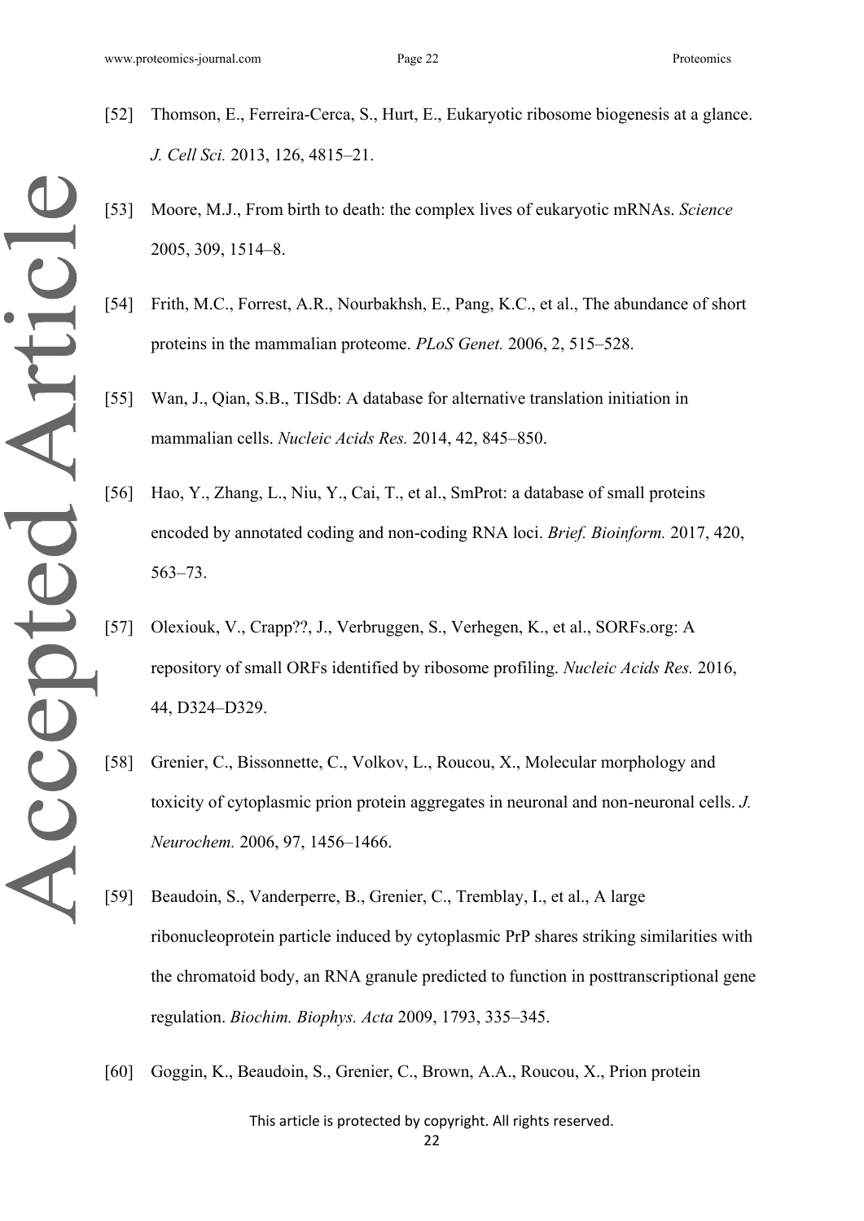[52] Thomson, E., Ferreira-Cerca, S., Hurt, E., Eukaryotic ribosome biogenesis at a glance. *J. Cell Sci.* 2013, 126, 4815–21.

[53] Moore, M.J., From birth to death: the complex lives of eukaryotic mRNAs. *Science* 2005, 309, 1514–8.

[54] Frith, M.C., Forrest, A.R., Nourbakhsh, E., Pang, K.C., et al., The abundance of short proteins in the mammalian proteome. *PLoS Genet.* 2006, 2, 515–528.

[55] Wan, J., Qian, S.B., TISdb: A database for alternative translation initiation in mammalian cells. *Nucleic Acids Res.* 2014, 42, 845–850.

[56] Hao, Y., Zhang, L., Niu, Y., Cai, T., et al., SmProt: a database of small proteins encoded by annotated coding and non-coding RNA loci. *Brief. Bioinform.* 2017, 420, 563–73.

[57] Olexiouk, V., Crapp??, J., Verbruggen, S., Verhegen, K., et al., SORFs.org: A repository of small ORFs identified by ribosome profiling. *Nucleic Acids Res.* 2016, 44, D324–D329.

[58] Grenier, C., Bissonnette, C., Volkov, L., Roucou, X., Molecular morphology and toxicity of cytoplasmic prion protein aggregates in neuronal and non-neuronal cells. *J. Neurochem.* 2006, 97, 1456–1466.

[59] Beaudoin, S., Vanderperre, B., Grenier, C., Tremblay, I., et al., A large ribonucleoprotein particle induced by cytoplasmic PrP shares striking similarities with the chromatoid body, an RNA granule predicted to function in posttranscriptional gene regulation. *Biochim. Biophys. Acta* 2009, 1793, 335–345.

[60] Goggin, K., Beaudoin, S., Grenier, C., Brown, A.A., Roucou, X., Prion protein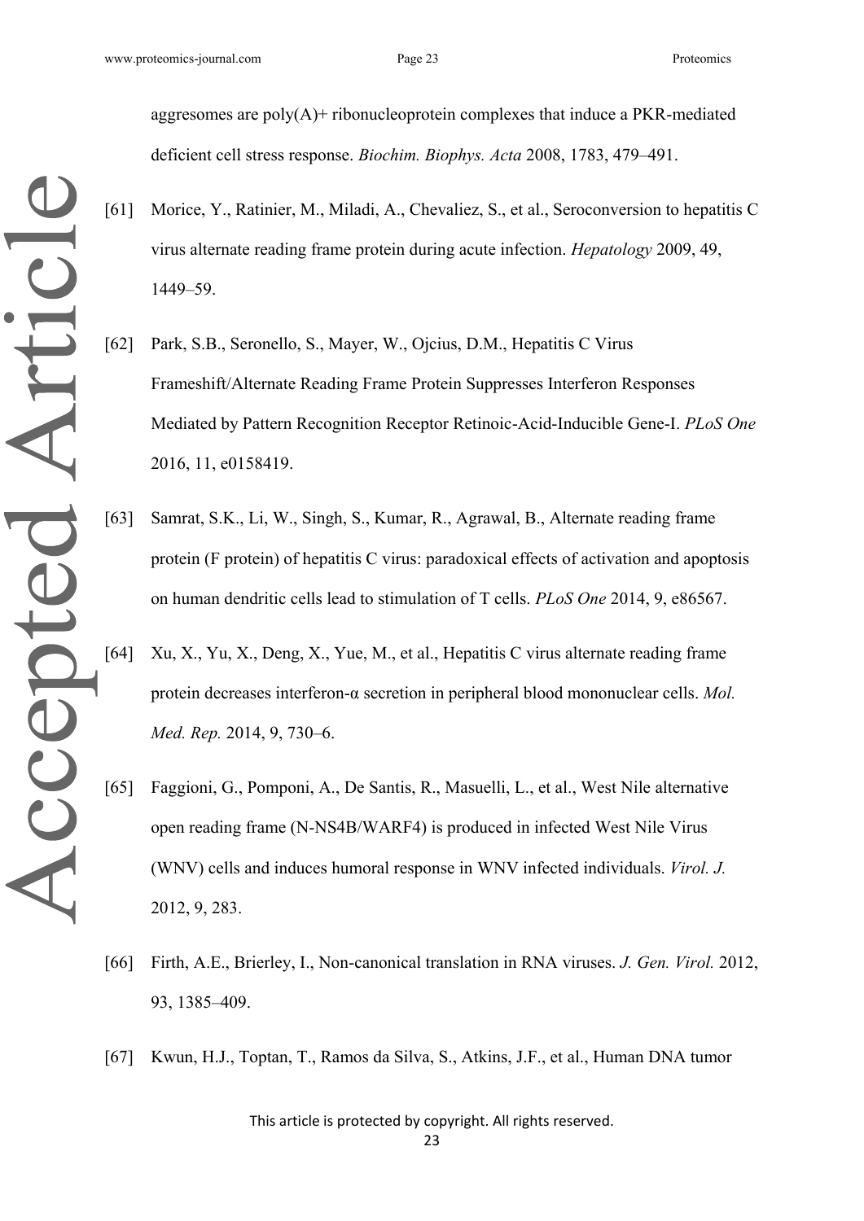aggresomes are poly(A)+ ribonucleoprotein complexes that induce a PKR-mediated deficient cell stress response. *Biochim. Biophys. Acta* 2008, 1783, 479–491.

[61] Morice, Y., Ratinier, M., Miladi, A., Chevaliez, S., et al., Seroconversion to hepatitis C virus alternate reading frame protein during acute infection. *Hepatology* 2009, 49, 1449–59.

[62] Park, S.B., Seronello, S., Mayer, W., Ojcius, D.M., Hepatitis C Virus Frameshift/Alternate Reading Frame Protein Suppresses Interferon Responses Mediated by Pattern Recognition Receptor Retinoic-Acid-Inducible Gene-I. *PLoS One* 2016, 11, e0158419.

[63] Samrat, S.K., Li, W., Singh, S., Kumar, R., Agrawal, B., Alternate reading frame protein (F protein) of hepatitis C virus: paradoxical effects of activation and apoptosis on human dendritic cells lead to stimulation of T cells. *PLoS One* 2014, 9, e86567.

[64] Xu, X., Yu, X., Deng, X., Yue, M., et al., Hepatitis C virus alternate reading frame protein decreases interferon-α secretion in peripheral blood mononuclear cells. *Mol. Med. Rep.* 2014, 9, 730–6.

[65] Faggioni, G., Pomponi, A., De Santis, R., Masuelli, L., et al., West Nile alternative open reading frame (N-NS4B/WARF4) is produced in infected West Nile Virus (WNV) cells and induces humoral response in WNV infected individuals. *Virol. J.* 2012, 9, 283.

[66] Firth, A.E., Brierley, I., Non-canonical translation in RNA viruses. *J. Gen. Virol.* 2012, 93, 1385–409.

[67] Kwun, H.J., Toptan, T., Ramos da Silva, S., Atkins, J.F., et al., Human DNA tumor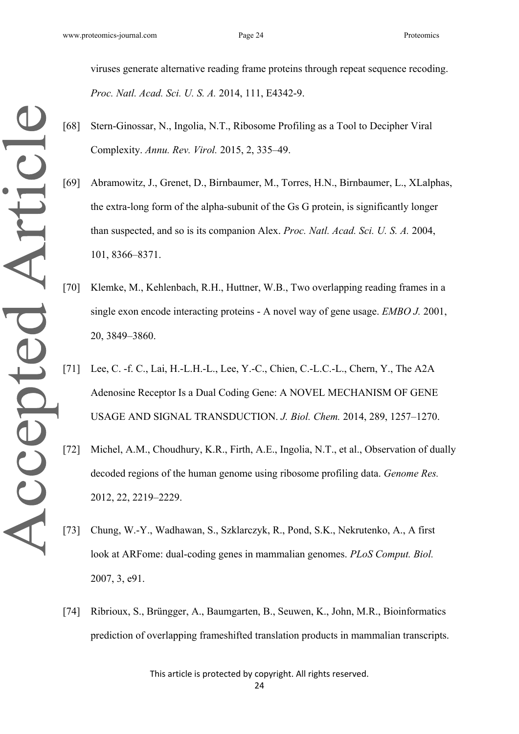viruses generate alternative reading frame proteins through repeat sequence recoding. *Proc. Natl. Acad. Sci. U. S. A.* 2014, 111, E4342-9.

[68] Stern-Ginossar, N., Ingolia, N.T., Ribosome Profiling as a Tool to Decipher Viral Complexity. *Annu. Rev. Virol.* 2015, 2, 335–49.

[69] Abramowitz, J., Grenet, D., Birnbaumer, M., Torres, H.N., Birnbaumer, L., XLalphas, the extra-long form of the alpha-subunit of the Gs G protein, is significantly longer than suspected, and so is its companion Alex. *Proc. Natl. Acad. Sci. U. S. A.* 2004, 101, 8366–8371.

[70] Klemke, M., Kehlenbach, R.H., Huttner, W.B., Two overlapping reading frames in a single exon encode interacting proteins - A novel way of gene usage. *EMBO J.* 2001, 20, 3849–3860.

[71] Lee, C. -f. C., Lai, H.-L.H.-L., Lee, Y.-C., Chien, C.-L.C.-L., Chern, Y., The A2A Adenosine Receptor Is a Dual Coding Gene: A NOVEL MECHANISM OF GENE USAGE AND SIGNAL TRANSDUCTION. *J. Biol. Chem.* 2014, 289, 1257–1270.

[72] Michel, A.M., Choudhury, K.R., Firth, A.E., Ingolia, N.T., et al., Observation of dually decoded regions of the human genome using ribosome profiling data. *Genome Res.* 2012, 22, 2219–2229.

[73] Chung, W.-Y., Wadhawan, S., Szklarczyk, R., Pond, S.K., Nekrutenko, A., A first look at ARFome: dual-coding genes in mammalian genomes. *PLoS Comput. Biol.* 2007, 3, e91.

[74] Ribrioux, S., Brüngger, A., Baumgarten, B., Seuwen, K., John, M.R., Bioinformatics prediction of overlapping frameshifted translation products in mammalian transcripts.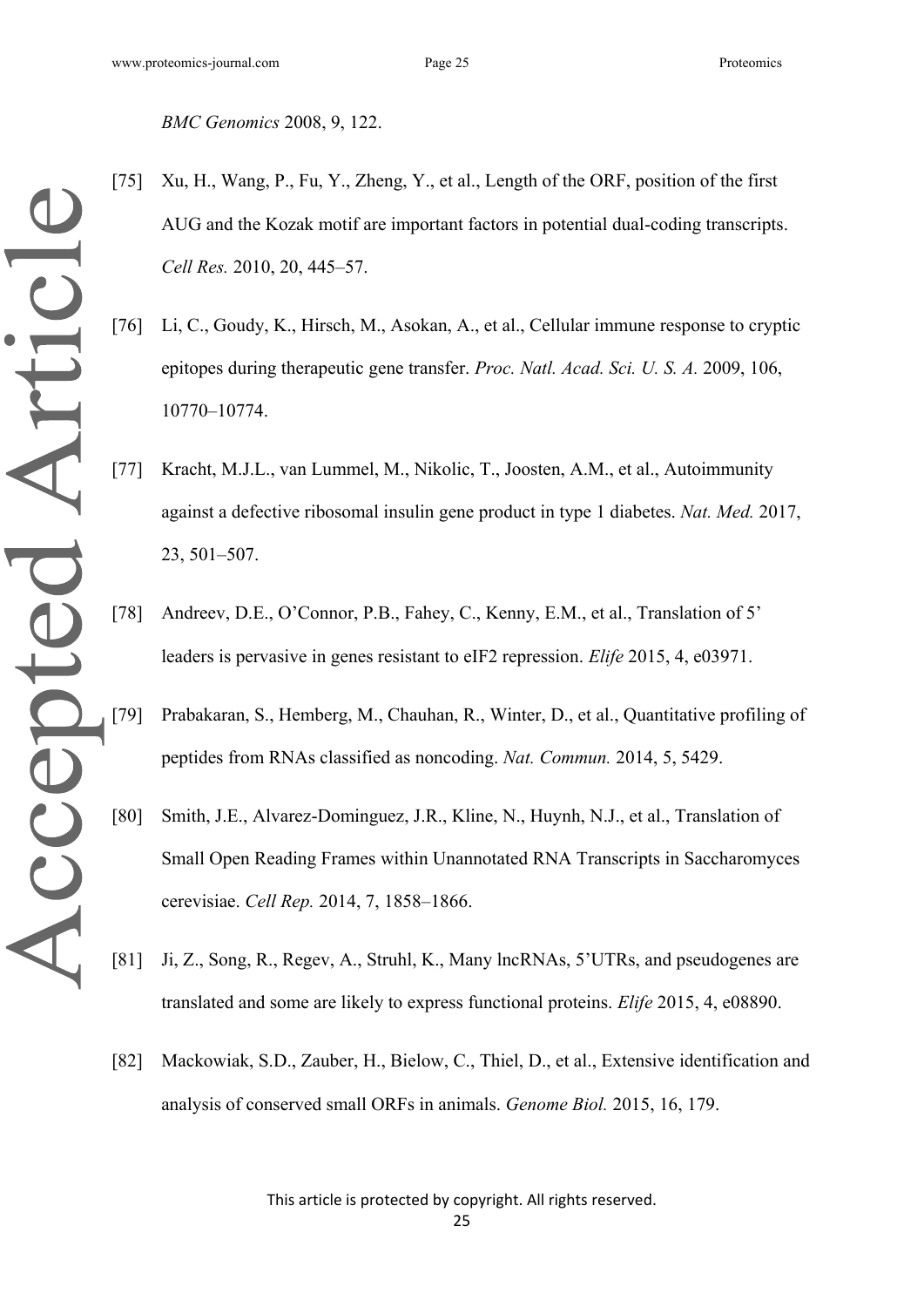*BMC Genomics* 2008, 9, 122.

[75] Xu, H., Wang, P., Fu, Y., Zheng, Y., et al., Length of the ORF, position of the first AUG and the Kozak motif are important factors in potential dual-coding transcripts. *Cell Res.* 2010, 20, 445–57.

[76] Li, C., Goudy, K., Hirsch, M., Asokan, A., et al., Cellular immune response to cryptic epitopes during therapeutic gene transfer. *Proc. Natl. Acad. Sci. U. S. A.* 2009, 106, 10770–10774.

[77] Kracht, M.J.L., van Lummel, M., Nikolic, T., Joosten, A.M., et al., Autoimmunity against a defective ribosomal insulin gene product in type 1 diabetes. *Nat. Med.* 2017, 23, 501–507.

[78] Andreev, D.E., O'Connor, P.B., Fahey, C., Kenny, E.M., et al., Translation of 5' leaders is pervasive in genes resistant to eIF2 repression. *Elife* 2015, 4, e03971.

[79] Prabakaran, S., Hemberg, M., Chauhan, R., Winter, D., et al., Quantitative profiling of peptides from RNAs classified as noncoding. *Nat. Commun.* 2014, 5, 5429.

[80] Smith, J.E., Alvarez-Dominguez, J.R., Kline, N., Huynh, N.J., et al., Translation of Small Open Reading Frames within Unannotated RNA Transcripts in Saccharomyces cerevisiae. *Cell Rep.* 2014, 7, 1858–1866.

[81] Ji, Z., Song, R., Regev, A., Struhl, K., Many lncRNAs, 5'UTRs, and pseudogenes are translated and some are likely to express functional proteins. *Elife* 2015, 4, e08890.

[82] Mackowiak, S.D., Zauber, H., Bielow, C., Thiel, D., et al., Extensive identification and analysis of conserved small ORFs in animals. *Genome Biol.* 2015, 16, 179.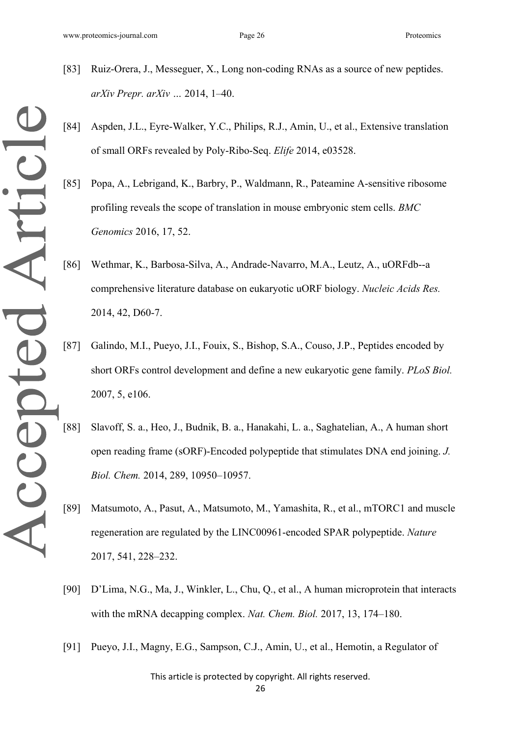[83] Ruiz-Orera, J., Messeguer, X., Long non-coding RNAs as a source of new peptides. *arXiv Prepr. arXiv …* 2014, 1–40.

[84] Aspden, J.L., Eyre-Walker, Y.C., Philips, R.J., Amin, U., et al., Extensive translation of small ORFs revealed by Poly-Ribo-Seq. *Elife* 2014, e03528.

[85] Popa, A., Lebrigand, K., Barbry, P., Waldmann, R., Pateamine A-sensitive ribosome profiling reveals the scope of translation in mouse embryonic stem cells. *BMC Genomics* 2016, 17, 52.

[86] Wethmar, K., Barbosa-Silva, A., Andrade-Navarro, M.A., Leutz, A., uORFdb--a comprehensive literature database on eukaryotic uORF biology. *Nucleic Acids Res.* 2014, 42, D60-7.

[87] Galindo, M.I., Pueyo, J.I., Fouix, S., Bishop, S.A., Couso, J.P., Peptides encoded by short ORFs control development and define a new eukaryotic gene family. *PLoS Biol.* 2007, 5, e106.

[88] Slavoff, S. a., Heo, J., Budnik, B. a., Hanakahi, L. a., Saghatelian, A., A human short open reading frame (sORF)-Encoded polypeptide that stimulates DNA end joining. *J. Biol. Chem.* 2014, 289, 10950–10957.

[89] Matsumoto, A., Pasut, A., Matsumoto, M., Yamashita, R., et al., mTORC1 and muscle regeneration are regulated by the LINC00961-encoded SPAR polypeptide. *Nature* 2017, 541, 228–232.

[90] D'Lima, N.G., Ma, J., Winkler, L., Chu, Q., et al., A human microprotein that interacts with the mRNA decapping complex. *Nat. Chem. Biol.* 2017, 13, 174–180.

[91] Pueyo, J.I., Magny, E.G., Sampson, C.J., Amin, U., et al., Hemotin, a Regulator of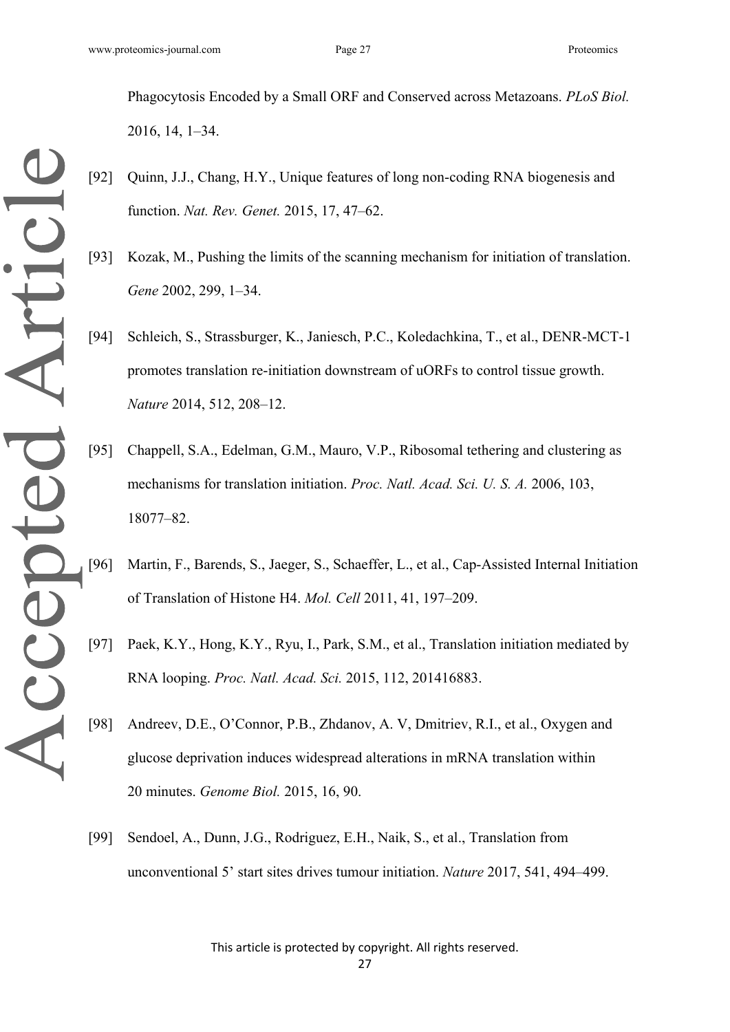Phagocytosis Encoded by a Small ORF and Conserved across Metazoans. *PLoS Biol.* 2016, 14, 1–34.

[92] Quinn, J.J., Chang, H.Y., Unique features of long non-coding RNA biogenesis and function. *Nat. Rev. Genet.* 2015, 17, 47–62.

[93] Kozak, M., Pushing the limits of the scanning mechanism for initiation of translation. *Gene* 2002, 299, 1–34.

[94] Schleich, S., Strassburger, K., Janiesch, P.C., Koledachkina, T., et al., DENR-MCT-1 promotes translation re-initiation downstream of uORFs to control tissue growth. *Nature* 2014, 512, 208–12.

[95] Chappell, S.A., Edelman, G.M., Mauro, V.P., Ribosomal tethering and clustering as mechanisms for translation initiation. *Proc. Natl. Acad. Sci. U. S. A.* 2006, 103, 18077–82.

[96] Martin, F., Barends, S., Jaeger, S., Schaeffer, L., et al., Cap-Assisted Internal Initiation of Translation of Histone H4. *Mol. Cell* 2011, 41, 197–209.

[97] Paek, K.Y., Hong, K.Y., Ryu, I., Park, S.M., et al., Translation initiation mediated by RNA looping. *Proc. Natl. Acad. Sci.* 2015, 112, 201416883.

[98] Andreev, D.E., O'Connor, P.B., Zhdanov, A. V, Dmitriev, R.I., et al., Oxygen and glucose deprivation induces widespread alterations in mRNA translation within 20 minutes. *Genome Biol.* 2015, 16, 90.

[99] Sendoel, A., Dunn, J.G., Rodriguez, E.H., Naik, S., et al., Translation from unconventional 5' start sites drives tumour initiation. *Nature* 2017, 541, 494–499.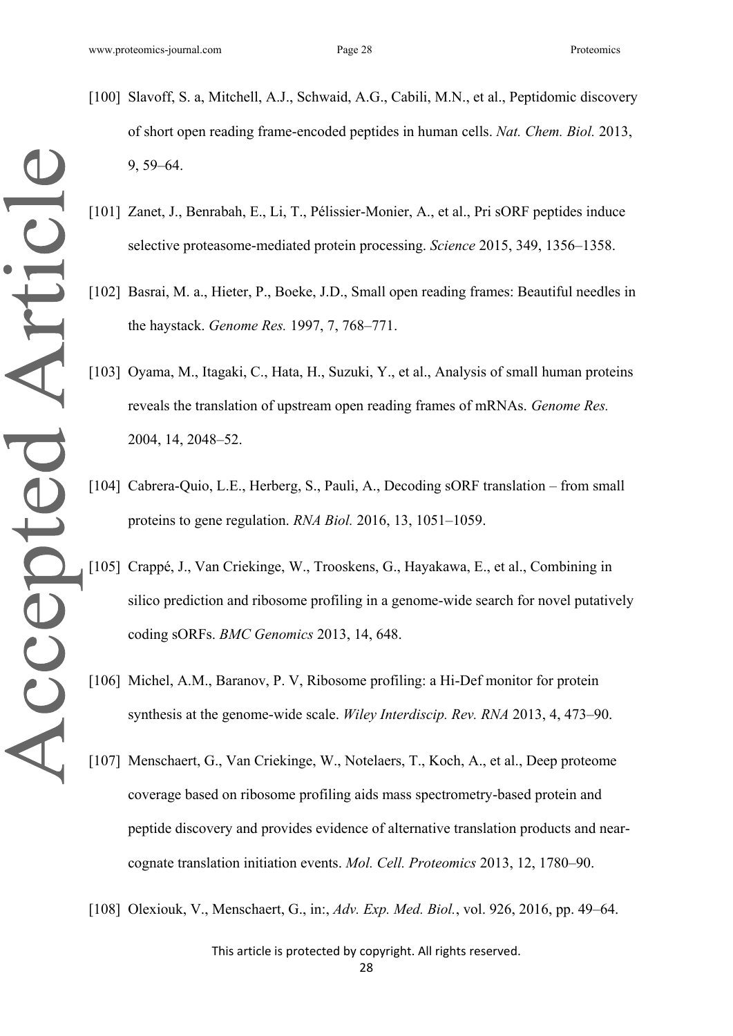[100] Slavoff, S. a, Mitchell, A.J., Schwaid, A.G., Cabili, M.N., et al., Peptidomic discovery of short open reading frame-encoded peptides in human cells. *Nat. Chem. Biol.* 2013, 9, 59–64.

[101] Zanet, J., Benrabah, E., Li, T., Pélissier-Monier, A., et al., Pri sORF peptides induce selective proteasome-mediated protein processing. *Science* 2015, 349, 1356–1358.

[102] Basrai, M. a., Hieter, P., Boeke, J.D., Small open reading frames: Beautiful needles in the haystack. *Genome Res.* 1997, 7, 768–771.

[103] Oyama, M., Itagaki, C., Hata, H., Suzuki, Y., et al., Analysis of small human proteins reveals the translation of upstream open reading frames of mRNAs. *Genome Res.* 2004, 14, 2048–52.

[104] Cabrera-Quio, L.E., Herberg, S., Pauli, A., Decoding sORF translation – from small proteins to gene regulation. *RNA Biol.* 2016, 13, 1051–1059.

[105] Crappé, J., Van Criekinge, W., Trooskens, G., Hayakawa, E., et al., Combining in silico prediction and ribosome profiling in a genome-wide search for novel putatively coding sORFs. *BMC Genomics* 2013, 14, 648.

[106] Michel, A.M., Baranov, P. V, Ribosome profiling: a Hi-Def monitor for protein synthesis at the genome-wide scale. *Wiley Interdiscip. Rev. RNA* 2013, 4, 473–90.

[107] Menschaert, G., Van Criekinge, W., Notelaers, T., Koch, A., et al., Deep proteome coverage based on ribosome profiling aids mass spectrometry-based protein and peptide discovery and provides evidence of alternative translation products and near-cognate translation initiation events. *Mol. Cell. Proteomics* 2013, 12, 1780–90.

[108] Olexiouk, V., Menschaert, G., in:, *Adv. Exp. Med. Biol.*, vol. 926, 2016, pp. 49–64.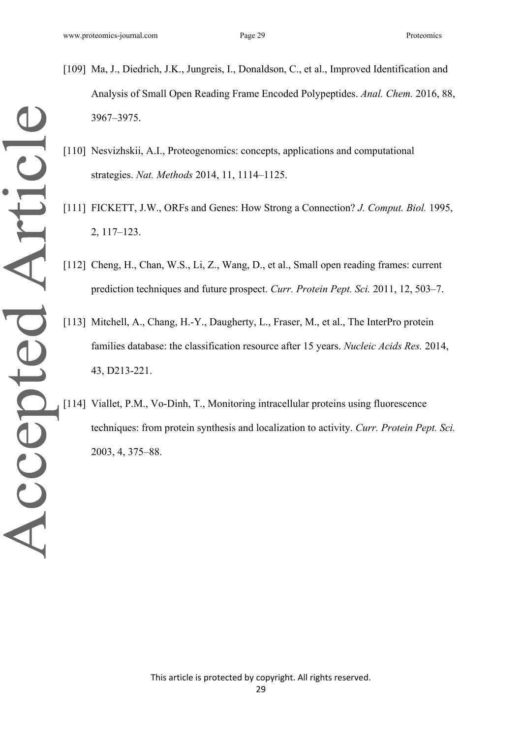[109] Ma, J., Diedrich, J.K., Jungreis, I., Donaldson, C., et al., Improved Identification and Analysis of Small Open Reading Frame Encoded Polypeptides. *Anal. Chem.* 2016, 88, 3967–3975.

[110] Nesvizhskii, A.I., Proteogenomics: concepts, applications and computational strategies. *Nat. Methods* 2014, 11, 1114–1125.

[111] FICKETT, J.W., ORFs and Genes: How Strong a Connection? *J. Comput. Biol.* 1995, 2, 117–123.

[112] Cheng, H., Chan, W.S., Li, Z., Wang, D., et al., Small open reading frames: current prediction techniques and future prospect. *Curr. Protein Pept. Sci.* 2011, 12, 503–7.

[113] Mitchell, A., Chang, H.-Y., Daugherty, L., Fraser, M., et al., The InterPro protein families database: the classification resource after 15 years. *Nucleic Acids Res.* 2014, 43, D213-221.

[114] Viallet, P.M., Vo-Dinh, T., Monitoring intracellular proteins using fluorescence techniques: from protein synthesis and localization to activity. *Curr. Protein Pept. Sci.* 2003, 4, 375–88.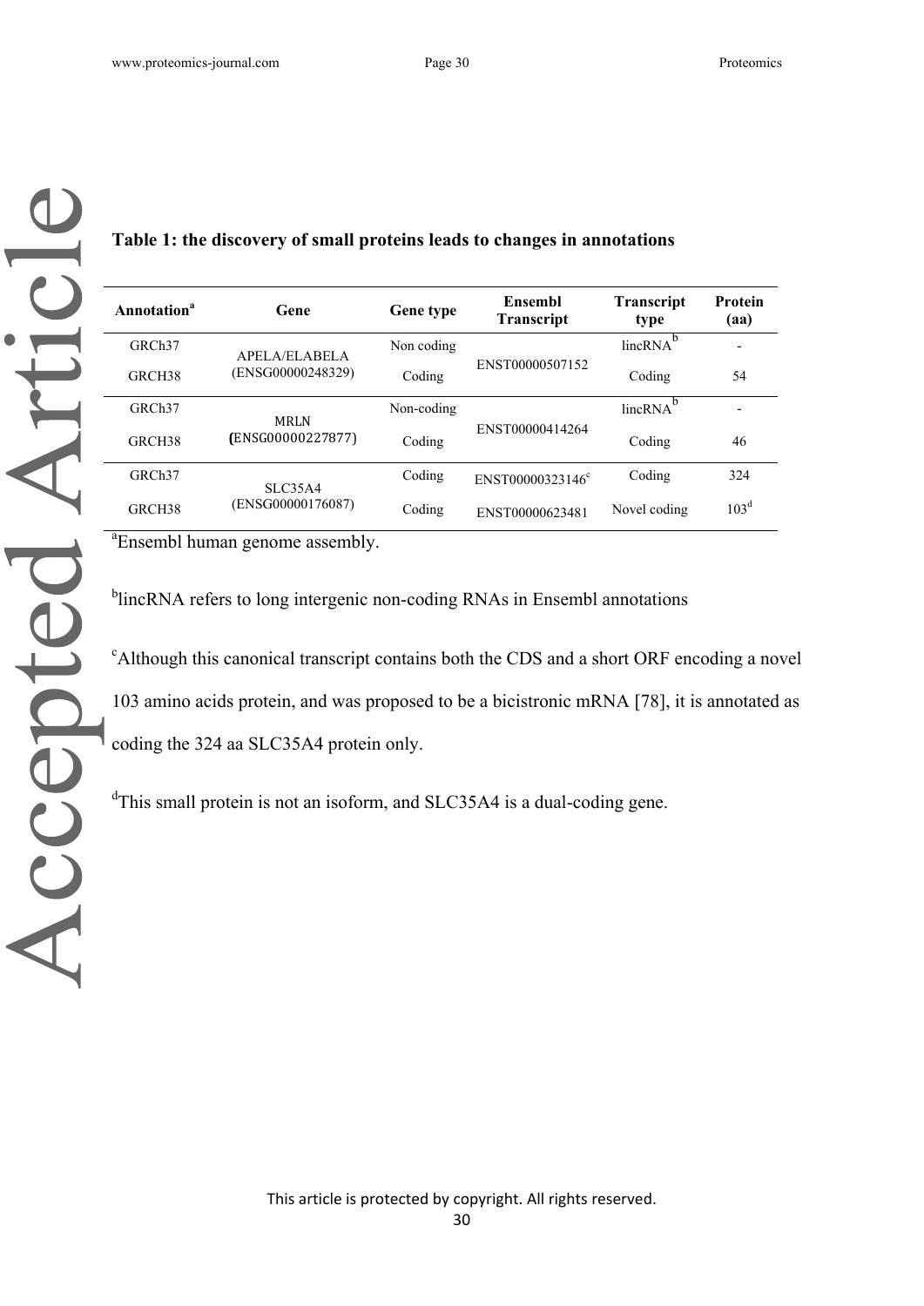**Table 1: the discovery of small proteins leads to changes in annotations**

| Annotation[a] | Gene | Gene type | Ensembl Transcript | Transcript type | Protein (aa) |
|---|---|---|---|---|---|
| GRCh37 | APELA/ELABELA (ENSG00000248329) | Non coding | ENST00000507152 | lincRNA[b] | - |
| GRCH38 | | Coding | | Coding | 54 |
| GRCh37 | MRLN (ENSG00000227877) | Non-coding | ENST00000414264 | lincRNA[b] | - |
| GRCH38 | | Coding | | Coding | 46 |
| GRCh37 | SLC35A4 (ENSG00000176087) | Coding | ENST00000323146[c] | Coding | 324 |
| GRCH38 | | Coding | ENST00000623481 | Novel coding | 103[d] |

[a]Ensembl human genome assembly.

[b]lincRNA refers to long intergenic non-coding RNAs in Ensembl annotations

[c]Although this canonical transcript contains both the CDS and a short ORF encoding a novel 103 amino acids protein, and was proposed to be a bicistronic mRNA [78], it is annotated as coding the 324 aa SLC35A4 protein only.

[d]This small protein is not an isoform, and SLC35A4 is a dual-coding gene.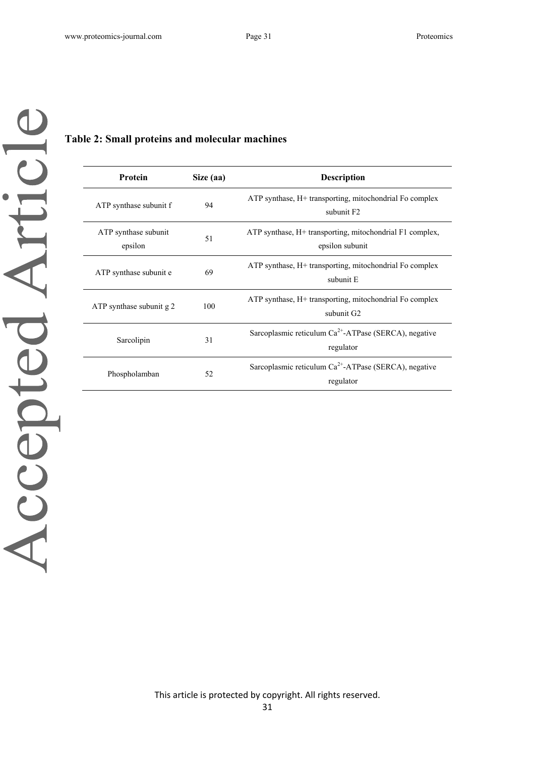**Table 2: Small proteins and molecular machines**

| Protein | Size (aa) | Description |
|---|---|---|
| ATP synthase subunit f | 94 | ATP synthase, H+ transporting, mitochondrial Fo complex subunit F2 |
| ATP synthase subunit epsilon | 51 | ATP synthase, H+ transporting, mitochondrial F1 complex, epsilon subunit |
| ATP synthase subunit e | 69 | ATP synthase, H+ transporting, mitochondrial Fo complex subunit E |
| ATP synthase subunit g 2 | 100 | ATP synthase, H+ transporting, mitochondrial Fo complex subunit G2 |
| Sarcolipin | 31 | Sarcoplasmic reticulum $Ca^{2+}$-ATPase (SERCA), negative regulator |
| Phospholamban | 52 | Sarcoplasmic reticulum $Ca^{2+}$-ATPase (SERCA), negative regulator |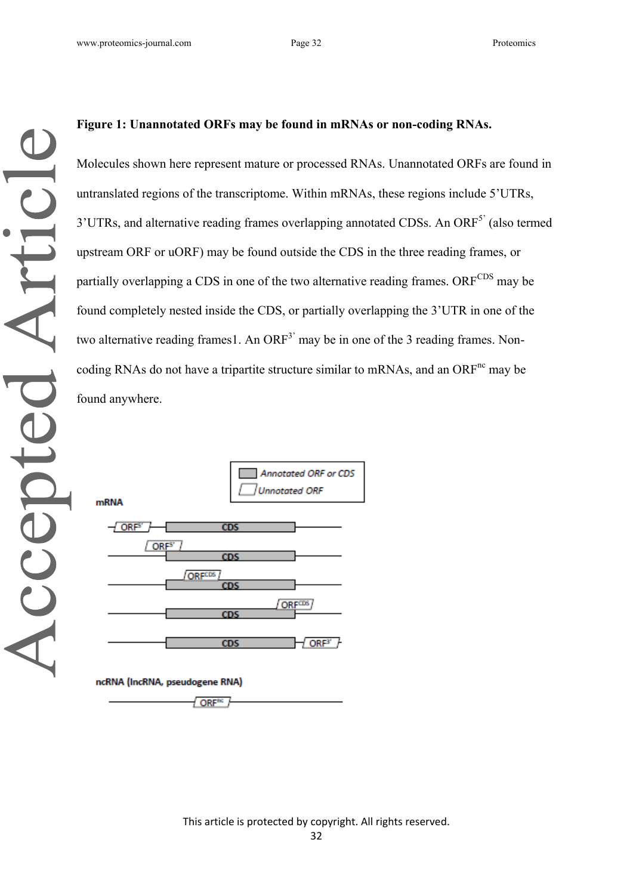**Figure 1: Unannotated ORFs may be found in mRNAs or non-coding RNAs.**

Molecules shown here represent mature or processed RNAs. Unannotated ORFs are found in untranslated regions of the transcriptome. Within mRNAs, these regions include 5'UTRs, 3'UTRs, and alternative reading frames overlapping annotated CDSs. An $ORF^{5'}$ (also termed upstream ORF or uORF) may be found outside the CDS in the three reading frames, or partially overlapping a CDS in one of the two alternative reading frames. $ORF^{CDS}$ may be found completely nested inside the CDS, or partially overlapping the 3'UTR in one of the two alternative reading frames1. An $ORF^{3'}$ may be in one of the 3 reading frames. Non-coding RNAs do not have a tripartite structure similar to mRNAs, and an $ORF^{nc}$ may be found anywhere.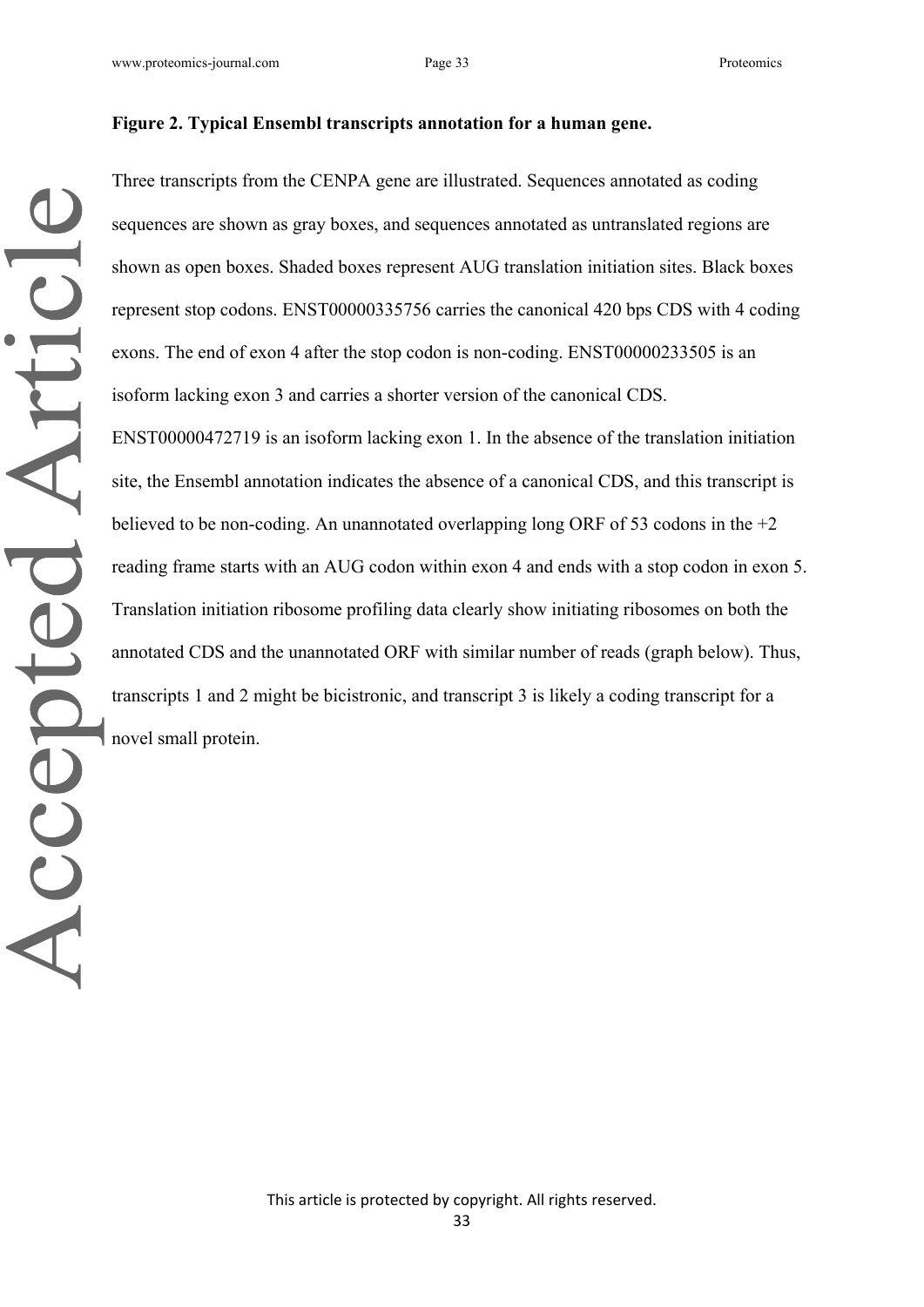**Figure 2. Typical Ensembl transcripts annotation for a human gene.**

Three transcripts from the CENPA gene are illustrated. Sequences annotated as coding sequences are shown as gray boxes, and sequences annotated as untranslated regions are shown as open boxes. Shaded boxes represent AUG translation initiation sites. Black boxes represent stop codons. ENST00000335756 carries the canonical 420 bps CDS with 4 coding exons. The end of exon 4 after the stop codon is non-coding. ENST00000233505 is an isoform lacking exon 3 and carries a shorter version of the canonical CDS. ENST00000472719 is an isoform lacking exon 1. In the absence of the translation initiation site, the Ensembl annotation indicates the absence of a canonical CDS, and this transcript is believed to be non-coding. An unannotated overlapping long ORF of 53 codons in the +2 reading frame starts with an AUG codon within exon 4 and ends with a stop codon in exon 5. Translation initiation ribosome profiling data clearly show initiating ribosomes on both the annotated CDS and the unannotated ORF with similar number of reads (graph below). Thus, transcripts 1 and 2 might be bicistronic, and transcript 3 is likely a coding transcript for a novel small protein.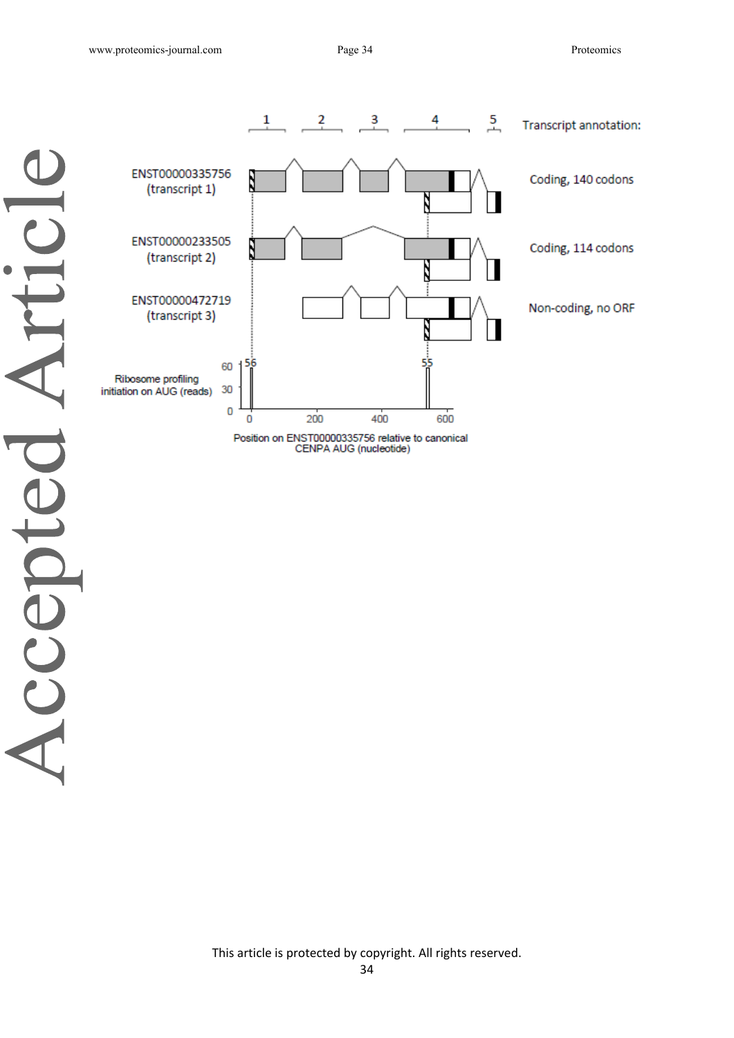1
2
3
4
5
Transcript annotation:

ENST00000335756
(transcript 1)
Coding, 140 codons

ENST00000233505
(transcript 2)
Coding, 114 codons

ENST00000472719
(transcript 3)
Non-coding, no ORF

Ribosome profiling
initiation on AUG (reads)

60
30
0
56
55
0
200
400
600

Position on ENST00000335756 relative to canonical
CENPA AUG (nucleotide)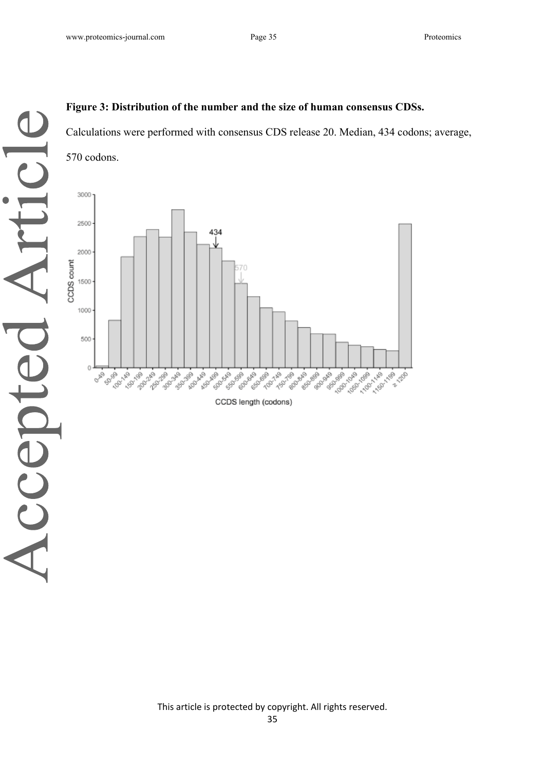**Figure 3: Distribution of the number and the size of human consensus CDSs.**

Calculations were performed with consensus CDS release 20. Median, 434 codons; average, 570 codons.

3000
2500
2000
1500
1000
500
0

CCDS count

434

570

0-49
50-99
100-149
150-199
200-249
250-299
300-349
350-399
400-449
450-499
500-549
550-599
600-649
650-699
700-749
750-799
800-849
850-899
900-949
950-999
1000-1049
1050-1099
1100-1149
1150-1199
≥ 1200

CCDS length (codons)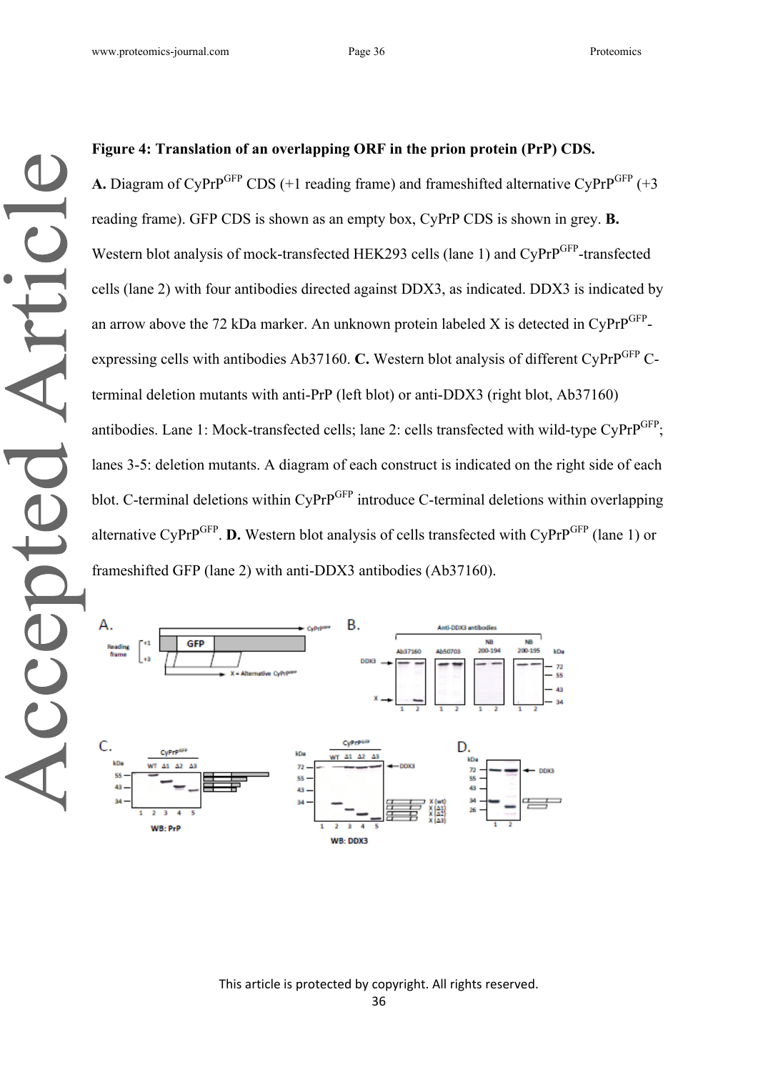**Figure 4: Translation of an overlapping ORF in the prion protein (PrP) CDS.**

**A.** Diagram of CyPrP$^{GFP}$ CDS (+1 reading frame) and frameshifted alternative CyPrP$^{GFP}$ (+3 reading frame). GFP CDS is shown as an empty box, CyPrP CDS is shown in grey. **B.** Western blot analysis of mock-transfected HEK293 cells (lane 1) and CyPrP$^{GFP}$-transfected cells (lane 2) with four antibodies directed against DDX3, as indicated. DDX3 is indicated by an arrow above the 72 kDa marker. An unknown protein labeled X is detected in CyPrP$^{GFP}$-expressing cells with antibodies Ab37160. **C.** Western blot analysis of different CyPrP$^{GFP}$ C-terminal deletion mutants with anti-PrP (left blot) or anti-DDX3 (right blot, Ab37160) antibodies. Lane 1: Mock-transfected cells; lane 2: cells transfected with wild-type CyPrP$^{GFP}$; lanes 3-5: deletion mutants. A diagram of each construct is indicated on the right side of each blot. C-terminal deletions within CyPrP$^{GFP}$ introduce C-terminal deletions within overlapping alternative CyPrP$^{GFP}$. **D.** Western blot analysis of cells transfected with CyPrP$^{GFP}$ (lane 1) or frameshifted GFP (lane 2) with anti-DDX3 antibodies (Ab37160).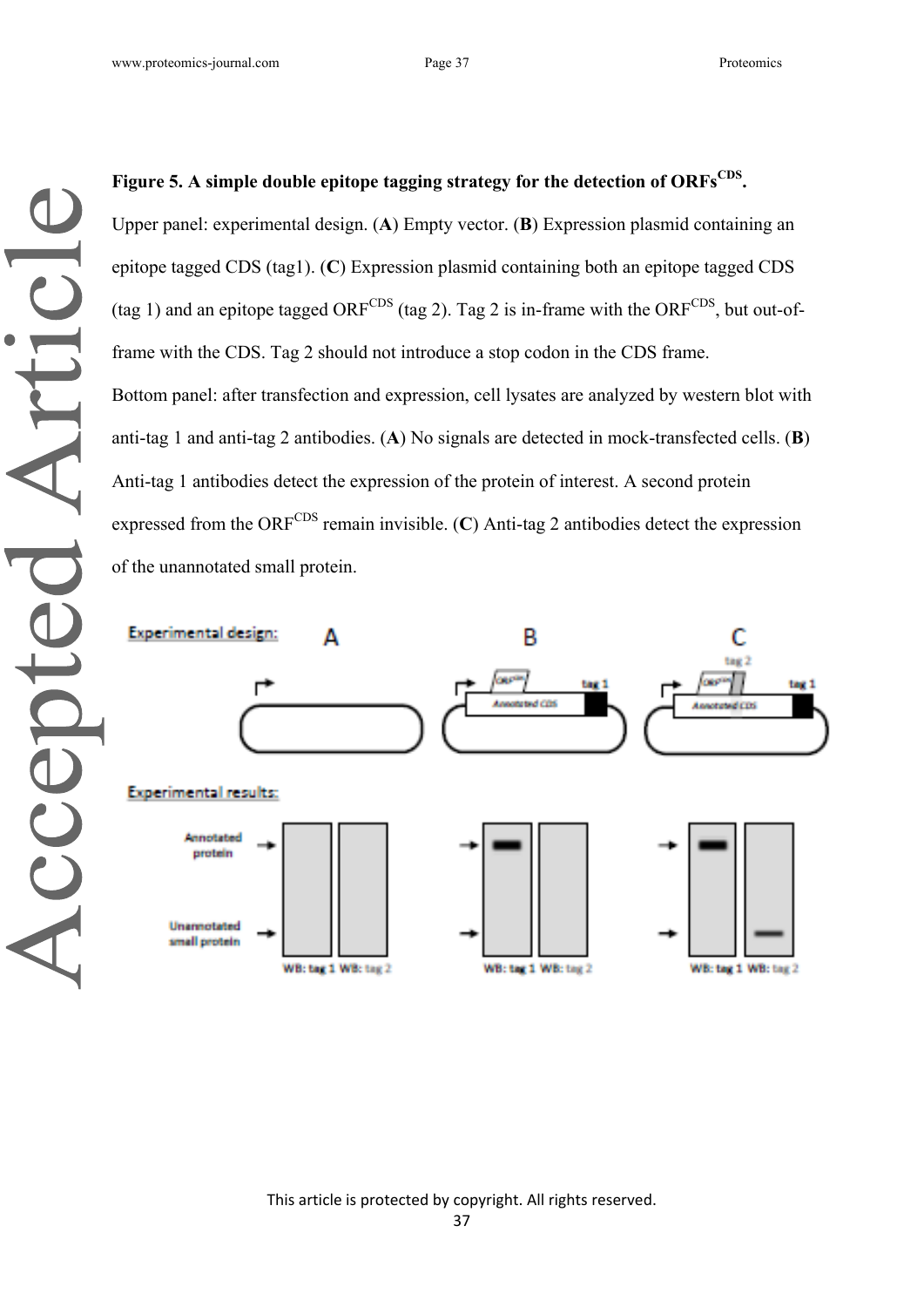**Figure 5. A simple double epitope tagging strategy for the detection of ORFs$^{CDS}$.**

Upper panel: experimental design. (**A**) Empty vector. (**B**) Expression plasmid containing an epitope tagged CDS (tag1). (**C**) Expression plasmid containing both an epitope tagged CDS (tag 1) and an epitope tagged ORF$^{CDS}$ (tag 2). Tag 2 is in-frame with the ORF$^{CDS}$, but out-of-frame with the CDS. Tag 2 should not introduce a stop codon in the CDS frame.

Bottom panel: after transfection and expression, cell lysates are analyzed by western blot with anti-tag 1 and anti-tag 2 antibodies. (**A**) No signals are detected in mock-transfected cells. (**B**) Anti-tag 1 antibodies detect the expression of the protein of interest. A second protein expressed from the ORF$^{CDS}$ remain invisible. (**C**) Anti-tag 2 antibodies detect the expression of the unannotated small protein.

Experimental design:

A

B

C

tag 2

ORF$^{CDS}$

tag 1

Annotated CDS

Experimental results:

Annotated protein

Unannotated small protein

WB: tag 1 WB: tag 2

WB: tag 1 WB: tag 2

WB: tag 1 WB: tag 2